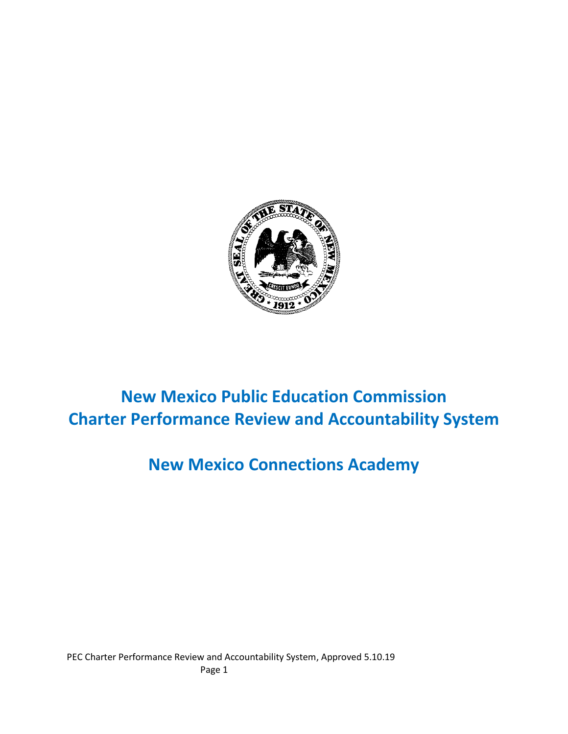# New Mexico Public Education Commission
# Charter Performance Review and Accountability System

## New Mexico Connections Academy

PEC Charter Performance Review and Accountability System, Approved 5.10.19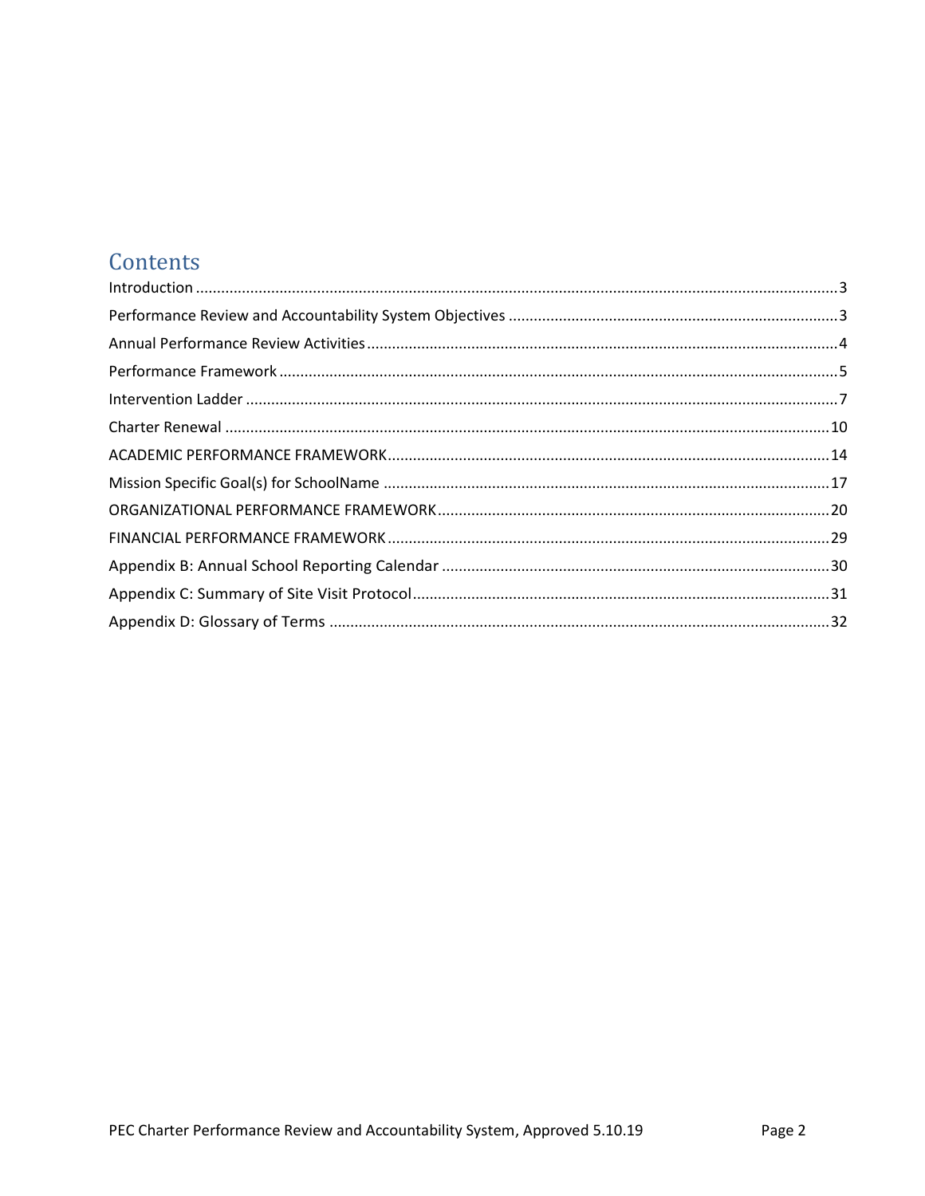# Contents

Introduction ........................................................................................................................................3
Performance Review and Accountability System Objectives ..............................................................................3
Annual Performance Review Activities ...............................................................................................................4
Performance Framework ....................................................................................................................................5
Intervention Ladder ............................................................................................................................................7
Charter Renewal ...............................................................................................................................................10
ACADEMIC PERFORMANCE FRAMEWORK .........................................................................................................14
Mission Specific Goal(s) for SchoolName ..........................................................................................................17
ORGANIZATIONAL PERFORMANCE FRAMEWORK ..............................................................................................20
FINANCIAL PERFORMANCE FRAMEWORK ..........................................................................................................29
Appendix B: Annual School Reporting Calendar ..............................................................................................30
Appendix C: Summary of Site Visit Protocol .....................................................................................................31
Appendix D: Glossary of Terms .........................................................................................................................32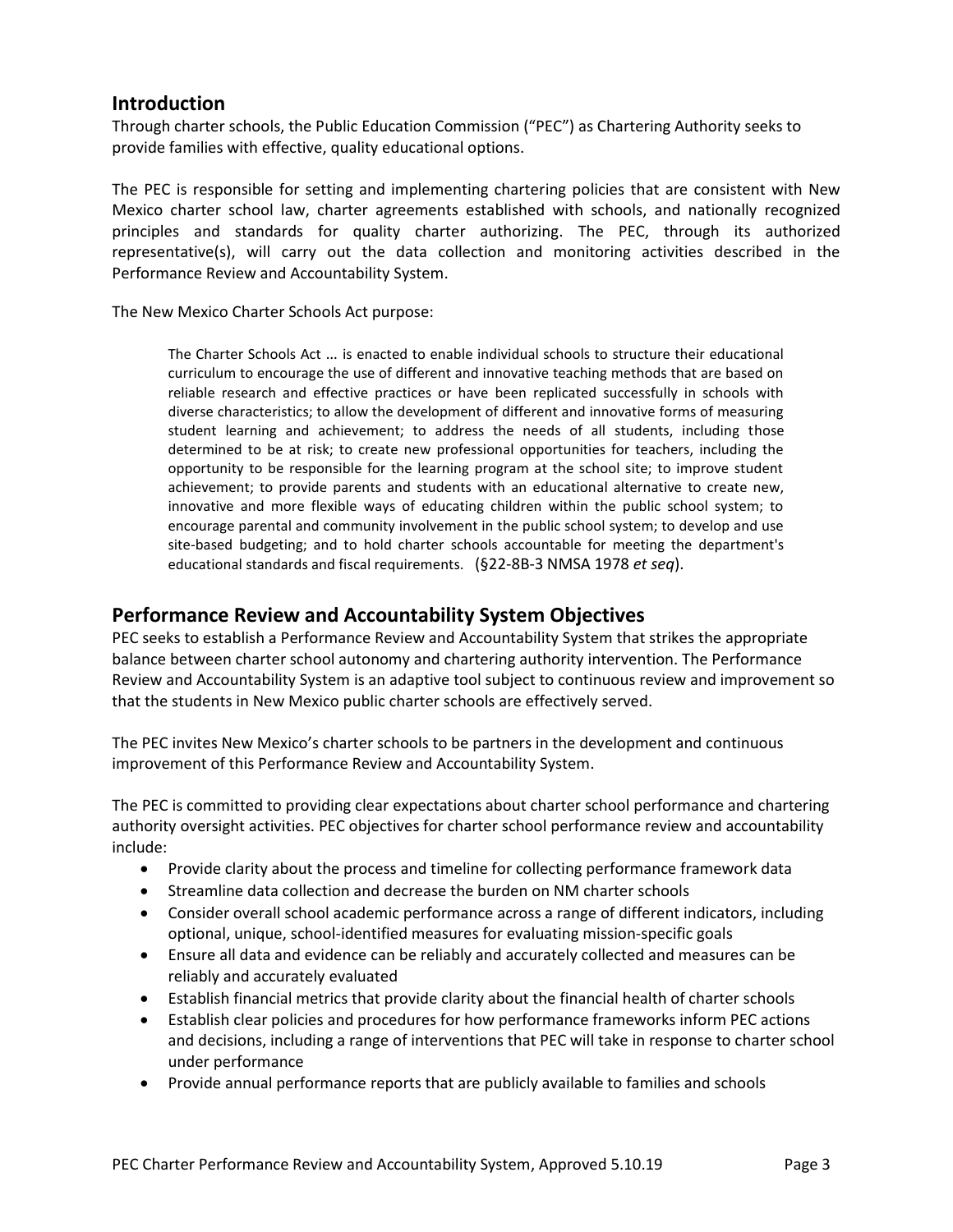## Introduction

Through charter schools, the Public Education Commission ("PEC") as Chartering Authority seeks to provide families with effective, quality educational options.

The PEC is responsible for setting and implementing chartering policies that are consistent with New Mexico charter school law, charter agreements established with schools, and nationally recognized principles and standards for quality charter authorizing. The PEC, through its authorized representative(s), will carry out the data collection and monitoring activities described in the Performance Review and Accountability System.

The New Mexico Charter Schools Act purpose:

> The Charter Schools Act … is enacted to enable individual schools to structure their educational curriculum to encourage the use of different and innovative teaching methods that are based on reliable research and effective practices or have been replicated successfully in schools with diverse characteristics; to allow the development of different and innovative forms of measuring student learning and achievement; to address the needs of all students, including those determined to be at risk; to create new professional opportunities for teachers, including the opportunity to be responsible for the learning program at the school site; to improve student achievement; to provide parents and students with an educational alternative to create new, innovative and more flexible ways of educating children within the public school system; to encourage parental and community involvement in the public school system; to develop and use site-based budgeting; and to hold charter schools accountable for meeting the department's educational standards and fiscal requirements. (§22-8B-3 NMSA 1978 *et seq*).

## Performance Review and Accountability System Objectives

PEC seeks to establish a Performance Review and Accountability System that strikes the appropriate balance between charter school autonomy and chartering authority intervention. The Performance Review and Accountability System is an adaptive tool subject to continuous review and improvement so that the students in New Mexico public charter schools are effectively served.

The PEC invites New Mexico's charter schools to be partners in the development and continuous improvement of this Performance Review and Accountability System.

The PEC is committed to providing clear expectations about charter school performance and chartering authority oversight activities. PEC objectives for charter school performance review and accountability include:

- Provide clarity about the process and timeline for collecting performance framework data
- Streamline data collection and decrease the burden on NM charter schools
- Consider overall school academic performance across a range of different indicators, including optional, unique, school-identified measures for evaluating mission-specific goals
- Ensure all data and evidence can be reliably and accurately collected and measures can be reliably and accurately evaluated
- Establish financial metrics that provide clarity about the financial health of charter schools
- Establish clear policies and procedures for how performance frameworks inform PEC actions and decisions, including a range of interventions that PEC will take in response to charter school under performance
- Provide annual performance reports that are publicly available to families and schools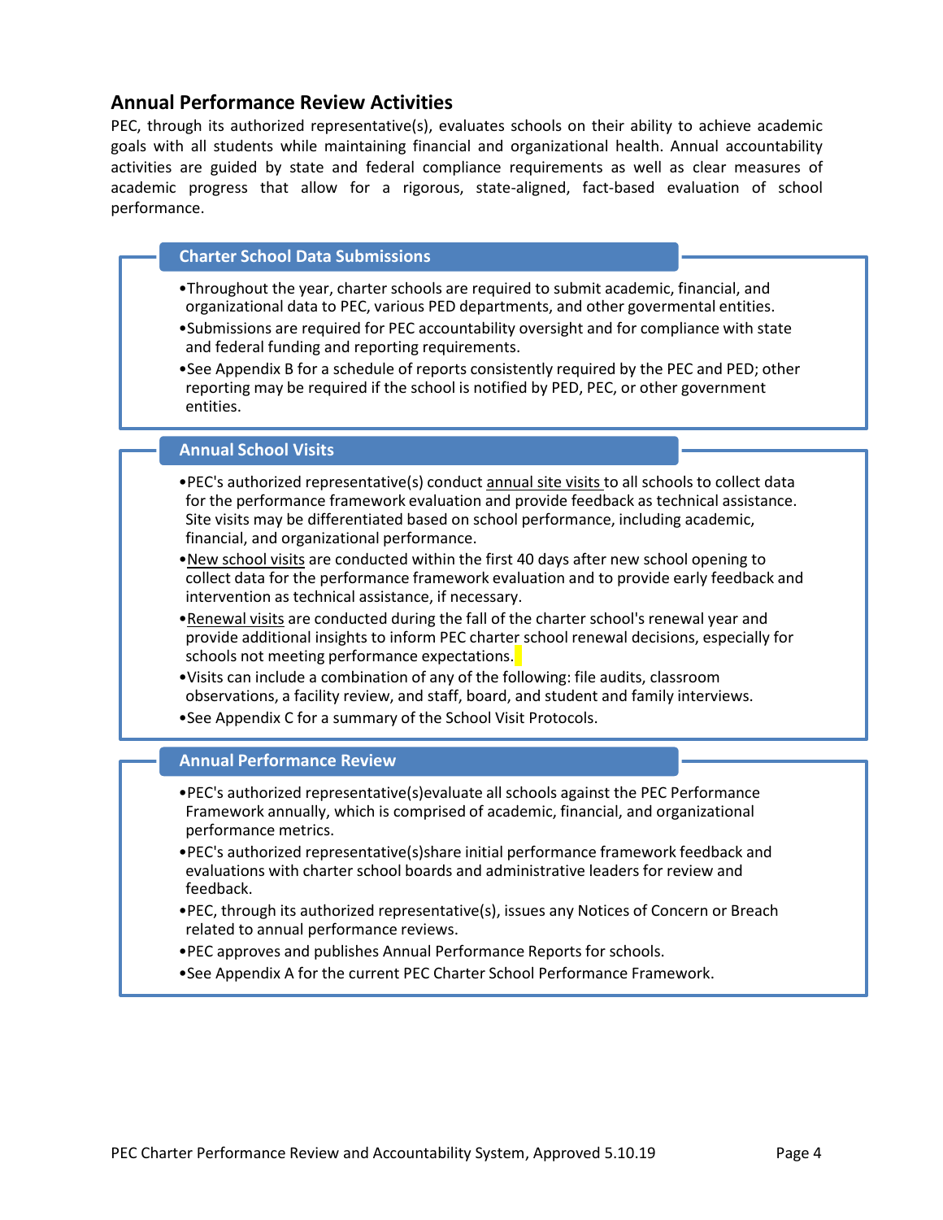## Annual Performance Review Activities

PEC, through its authorized representative(s), evaluates schools on their ability to achieve academic goals with all students while maintaining financial and organizational health. Annual accountability activities are guided by state and federal compliance requirements as well as clear measures of academic progress that allow for a rigorous, state-aligned, fact-based evaluation of school performance.

### Charter School Data Submissions

- Throughout the year, charter schools are required to submit academic, financial, and organizational data to PEC, various PED departments, and other govermental entities.
- Submissions are required for PEC accountability oversight and for compliance with state and federal funding and reporting requirements.
- See Appendix B for a schedule of reports consistently required by the PEC and PED; other reporting may be required if the school is notified by PED, PEC, or other government entities.

### Annual School Visits

- PEC's authorized representative(s) conduct annual site visits to all schools to collect data for the performance framework evaluation and provide feedback as technical assistance. Site visits may be differentiated based on school performance, including academic, financial, and organizational performance.
- New school visits are conducted within the first 40 days after new school opening to collect data for the performance framework evaluation and to provide early feedback and intervention as technical assistance, if necessary.
- Renewal visits are conducted during the fall of the charter school's renewal year and provide additional insights to inform PEC charter school renewal decisions, especially for schools not meeting performance expectations.
- Visits can include a combination of any of the following: file audits, classroom observations, a facility review, and staff, board, and student and family interviews.
- See Appendix C for a summary of the School Visit Protocols.

### Annual Performance Review

- PEC's authorized representative(s)evaluate all schools against the PEC Performance Framework annually, which is comprised of academic, financial, and organizational performance metrics.
- PEC's authorized representative(s)share initial performance framework feedback and evaluations with charter school boards and administrative leaders for review and feedback.
- PEC, through its authorized representative(s), issues any Notices of Concern or Breach related to annual performance reviews.
- PEC approves and publishes Annual Performance Reports for schools.
- See Appendix A for the current PEC Charter School Performance Framework.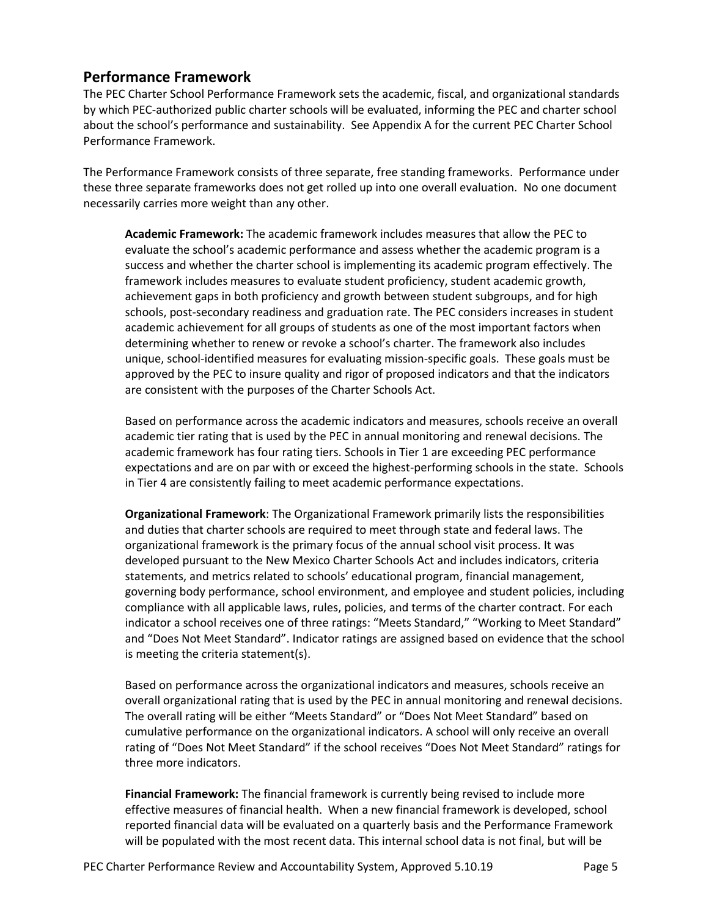## Performance Framework

The PEC Charter School Performance Framework sets the academic, fiscal, and organizational standards by which PEC-authorized public charter schools will be evaluated, informing the PEC and charter school about the school's performance and sustainability. See Appendix A for the current PEC Charter School Performance Framework.

The Performance Framework consists of three separate, free standing frameworks. Performance under these three separate frameworks does not get rolled up into one overall evaluation. No one document necessarily carries more weight than any other.

**Academic Framework:** The academic framework includes measures that allow the PEC to evaluate the school's academic performance and assess whether the academic program is a success and whether the charter school is implementing its academic program effectively. The framework includes measures to evaluate student proficiency, student academic growth, achievement gaps in both proficiency and growth between student subgroups, and for high schools, post-secondary readiness and graduation rate. The PEC considers increases in student academic achievement for all groups of students as one of the most important factors when determining whether to renew or revoke a school's charter. The framework also includes unique, school-identified measures for evaluating mission-specific goals. These goals must be approved by the PEC to insure quality and rigor of proposed indicators and that the indicators are consistent with the purposes of the Charter Schools Act.

Based on performance across the academic indicators and measures, schools receive an overall academic tier rating that is used by the PEC in annual monitoring and renewal decisions. The academic framework has four rating tiers. Schools in Tier 1 are exceeding PEC performance expectations and are on par with or exceed the highest-performing schools in the state. Schools in Tier 4 are consistently failing to meet academic performance expectations.

**Organizational Framework**: The Organizational Framework primarily lists the responsibilities and duties that charter schools are required to meet through state and federal laws. The organizational framework is the primary focus of the annual school visit process. It was developed pursuant to the New Mexico Charter Schools Act and includes indicators, criteria statements, and metrics related to schools' educational program, financial management, governing body performance, school environment, and employee and student policies, including compliance with all applicable laws, rules, policies, and terms of the charter contract. For each indicator a school receives one of three ratings: "Meets Standard," "Working to Meet Standard" and "Does Not Meet Standard". Indicator ratings are assigned based on evidence that the school is meeting the criteria statement(s).

Based on performance across the organizational indicators and measures, schools receive an overall organizational rating that is used by the PEC in annual monitoring and renewal decisions. The overall rating will be either "Meets Standard" or "Does Not Meet Standard" based on cumulative performance on the organizational indicators. A school will only receive an overall rating of "Does Not Meet Standard" if the school receives "Does Not Meet Standard" ratings for three more indicators.

**Financial Framework:** The financial framework is currently being revised to include more effective measures of financial health. When a new financial framework is developed, school reported financial data will be evaluated on a quarterly basis and the Performance Framework will be populated with the most recent data. This internal school data is not final, but will be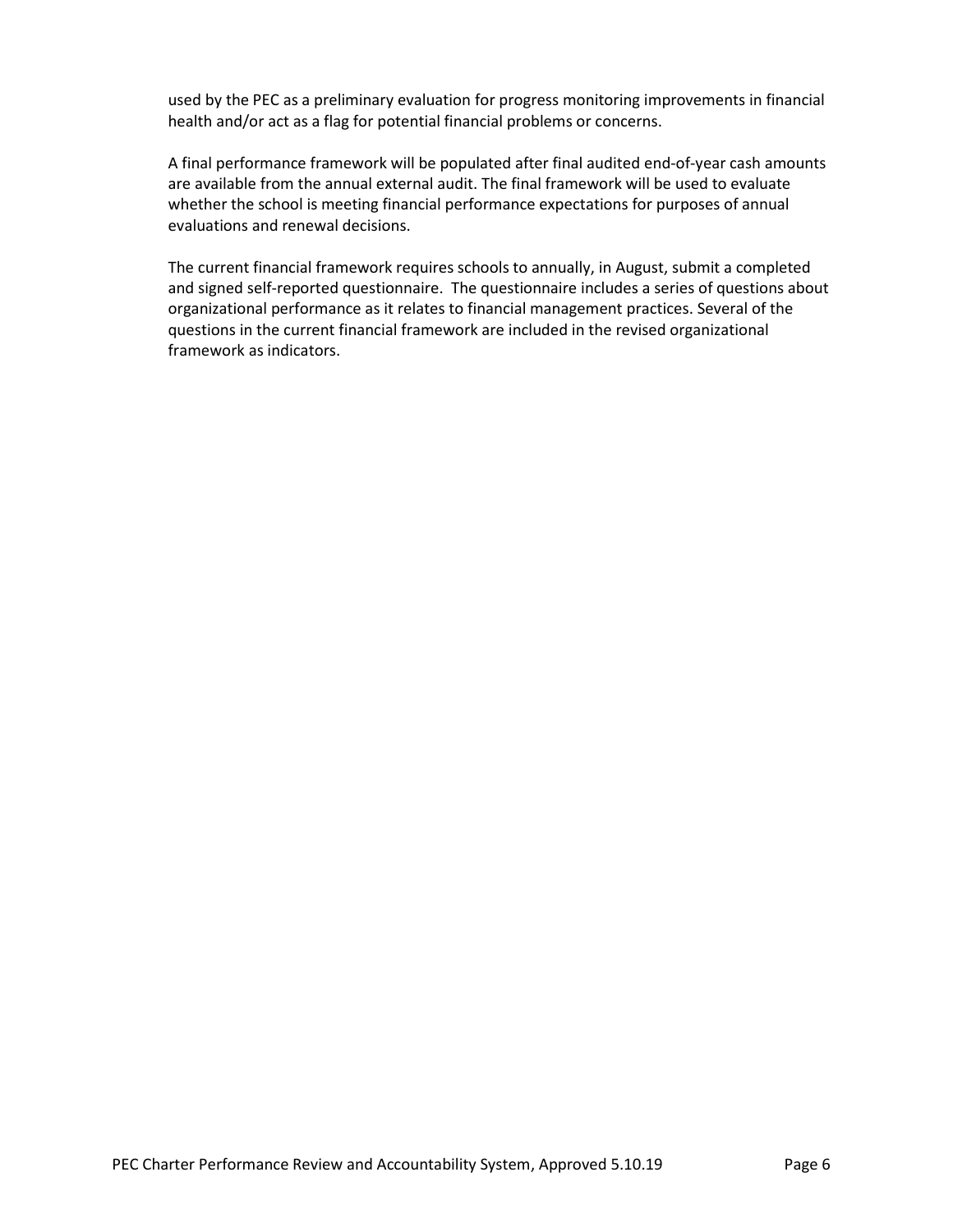used by the PEC as a preliminary evaluation for progress monitoring improvements in financial health and/or act as a flag for potential financial problems or concerns.

A final performance framework will be populated after final audited end-of-year cash amounts are available from the annual external audit. The final framework will be used to evaluate whether the school is meeting financial performance expectations for purposes of annual evaluations and renewal decisions.

The current financial framework requires schools to annually, in August, submit a completed and signed self-reported questionnaire. The questionnaire includes a series of questions about organizational performance as it relates to financial management practices. Several of the questions in the current financial framework are included in the revised organizational framework as indicators.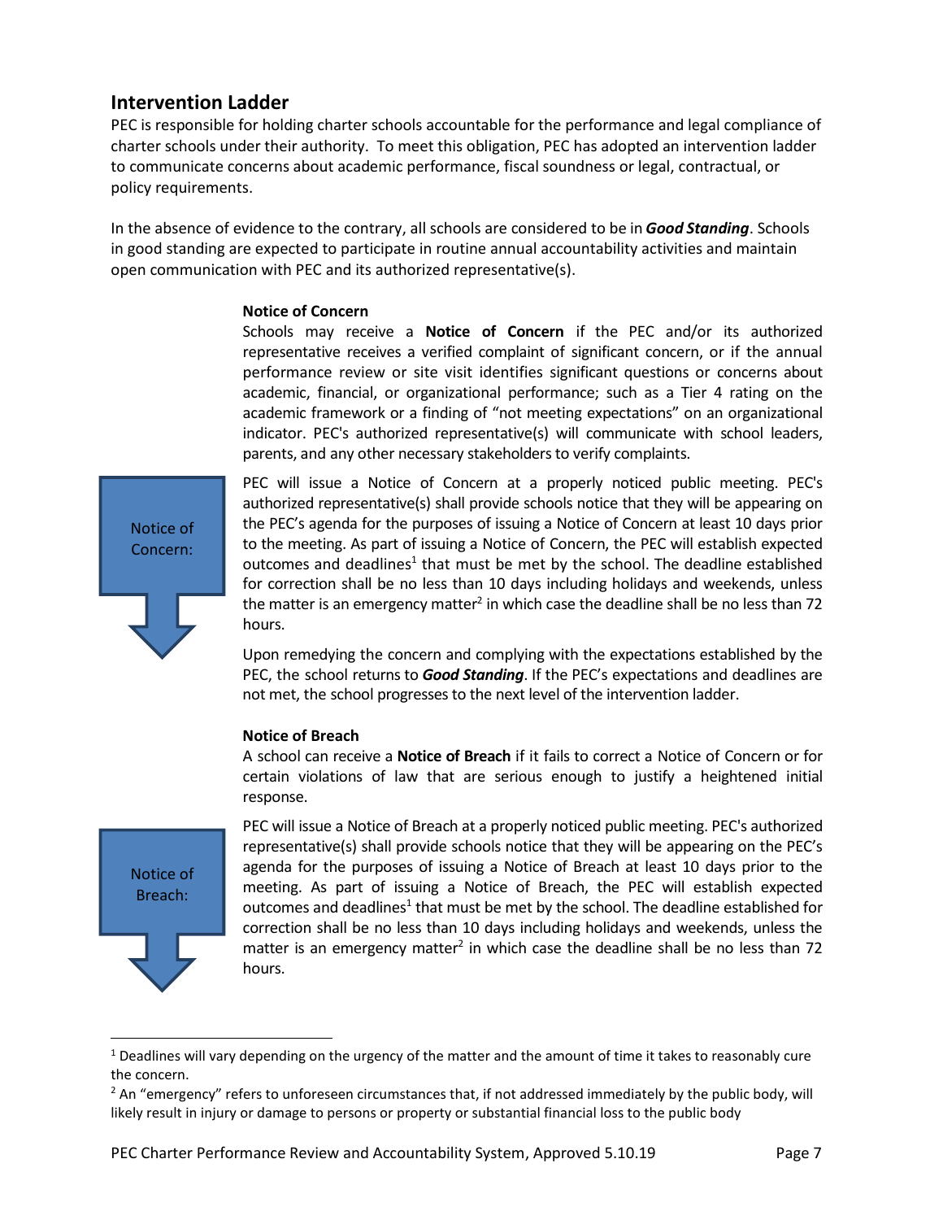## Intervention Ladder

PEC is responsible for holding charter schools accountable for the performance and legal compliance of charter schools under their authority. To meet this obligation, PEC has adopted an intervention ladder to communicate concerns about academic performance, fiscal soundness or legal, contractual, or policy requirements.

In the absence of evidence to the contrary, all schools are considered to be in ***Good Standing***. Schools in good standing are expected to participate in routine annual accountability activities and maintain open communication with PEC and its authorized representative(s).

### Notice of Concern

Schools may receive a **Notice of Concern** if the PEC and/or its authorized representative receives a verified complaint of significant concern, or if the annual performance review or site visit identifies significant questions or concerns about academic, financial, or organizational performance; such as a Tier 4 rating on the academic framework or a finding of "not meeting expectations" on an organizational indicator. PEC's authorized representative(s) will communicate with school leaders, parents, and any other necessary stakeholders to verify complaints.

Notice of Concern:

PEC will issue a Notice of Concern at a properly noticed public meeting. PEC's authorized representative(s) shall provide schools notice that they will be appearing on the PEC's agenda for the purposes of issuing a Notice of Concern at least 10 days prior to the meeting. As part of issuing a Notice of Concern, the PEC will establish expected outcomes and deadlines[1] that must be met by the school. The deadline established for correction shall be no less than 10 days including holidays and weekends, unless the matter is an emergency matter[2] in which case the deadline shall be no less than 72 hours.

Upon remedying the concern and complying with the expectations established by the PEC, the school returns to ***Good Standing***. If the PEC's expectations and deadlines are not met, the school progresses to the next level of the intervention ladder.

### Notice of Breach

A school can receive a **Notice of Breach** if it fails to correct a Notice of Concern or for certain violations of law that are serious enough to justify a heightened initial response.

Notice of Breach:

PEC will issue a Notice of Breach at a properly noticed public meeting. PEC's authorized representative(s) shall provide schools notice that they will be appearing on the PEC's agenda for the purposes of issuing a Notice of Breach at least 10 days prior to the meeting. As part of issuing a Notice of Breach, the PEC will establish expected outcomes and deadlines[1] that must be met by the school. The deadline established for correction shall be no less than 10 days including holidays and weekends, unless the matter is an emergency matter[2] in which case the deadline shall be no less than 72 hours.

---

[1] Deadlines will vary depending on the urgency of the matter and the amount of time it takes to reasonably cure the concern.

[2] An "emergency" refers to unforeseen circumstances that, if not addressed immediately by the public body, will likely result in injury or damage to persons or property or substantial financial loss to the public body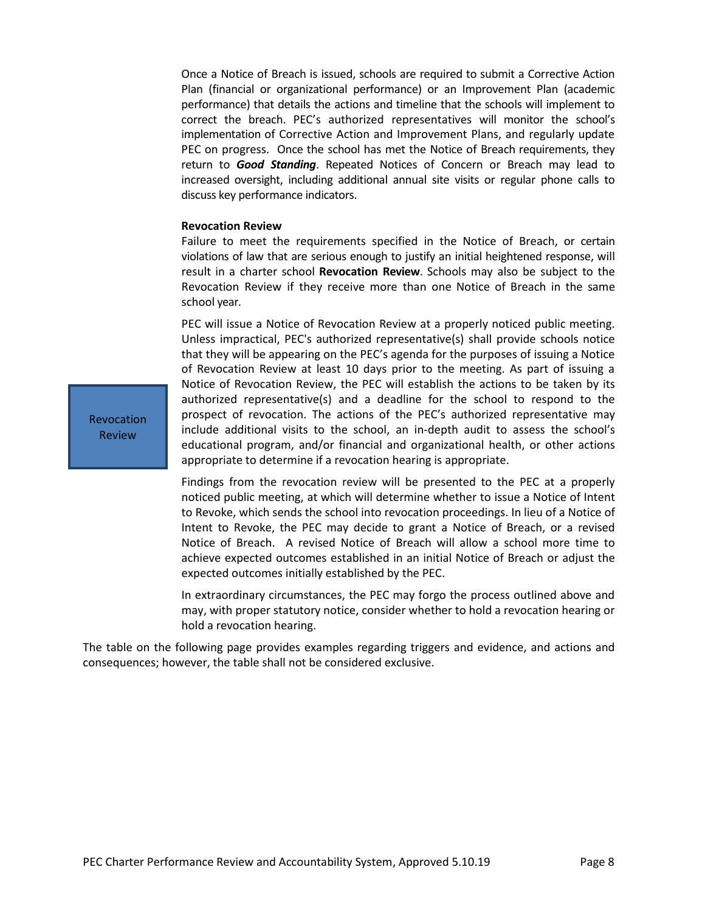Once a Notice of Breach is issued, schools are required to submit a Corrective Action Plan (financial or organizational performance) or an Improvement Plan (academic performance) that details the actions and timeline that the schools will implement to correct the breach. PEC's authorized representatives will monitor the school's implementation of Corrective Action and Improvement Plans, and regularly update PEC on progress. Once the school has met the Notice of Breach requirements, they return to ***Good Standing***. Repeated Notices of Concern or Breach may lead to increased oversight, including additional annual site visits or regular phone calls to discuss key performance indicators.

**Revocation Review**

Failure to meet the requirements specified in the Notice of Breach, or certain violations of law that are serious enough to justify an initial heightened response, will result in a charter school **Revocation Review**. Schools may also be subject to the Revocation Review if they receive more than one Notice of Breach in the same school year.

Revocation Review

PEC will issue a Notice of Revocation Review at a properly noticed public meeting. Unless impractical, PEC's authorized representative(s) shall provide schools notice that they will be appearing on the PEC's agenda for the purposes of issuing a Notice of Revocation Review at least 10 days prior to the meeting. As part of issuing a Notice of Revocation Review, the PEC will establish the actions to be taken by its authorized representative(s) and a deadline for the school to respond to the prospect of revocation. The actions of the PEC's authorized representative may include additional visits to the school, an in-depth audit to assess the school's educational program, and/or financial and organizational health, or other actions appropriate to determine if a revocation hearing is appropriate.

Findings from the revocation review will be presented to the PEC at a properly noticed public meeting, at which will determine whether to issue a Notice of Intent to Revoke, which sends the school into revocation proceedings. In lieu of a Notice of Intent to Revoke, the PEC may decide to grant a Notice of Breach, or a revised Notice of Breach. A revised Notice of Breach will allow a school more time to achieve expected outcomes established in an initial Notice of Breach or adjust the expected outcomes initially established by the PEC.

In extraordinary circumstances, the PEC may forgo the process outlined above and may, with proper statutory notice, consider whether to hold a revocation hearing or hold a revocation hearing.

The table on the following page provides examples regarding triggers and evidence, and actions and consequences; however, the table shall not be considered exclusive.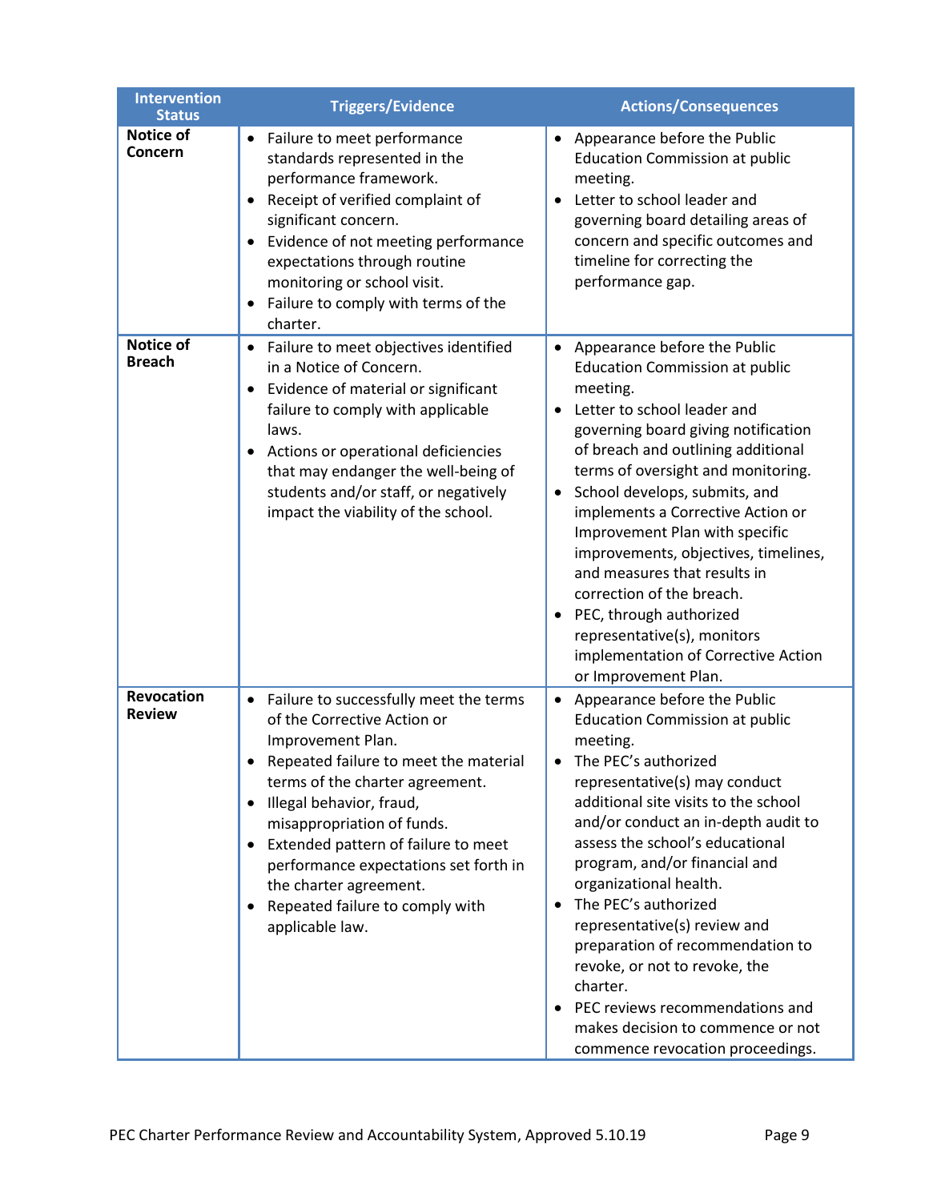| Intervention Status | Triggers/Evidence | Actions/Consequences |
|---|---|---|
| **Notice of Concern** | • Failure to meet performance standards represented in the performance framework.<br>• Receipt of verified complaint of significant concern.<br>• Evidence of not meeting performance expectations through routine monitoring or school visit.<br>• Failure to comply with terms of the charter. | • Appearance before the Public Education Commission at public meeting.<br>• Letter to school leader and governing board detailing areas of concern and specific outcomes and timeline for correcting the performance gap. |
| **Notice of Breach** | • Failure to meet objectives identified in a Notice of Concern.<br>• Evidence of material or significant failure to comply with applicable laws.<br>• Actions or operational deficiencies that may endanger the well-being of students and/or staff, or negatively impact the viability of the school. | • Appearance before the Public Education Commission at public meeting.<br>• Letter to school leader and governing board giving notification of breach and outlining additional terms of oversight and monitoring.<br>• School develops, submits, and implements a Corrective Action or Improvement Plan with specific improvements, objectives, timelines, and measures that results in correction of the breach.<br>• PEC, through authorized representative(s), monitors implementation of Corrective Action or Improvement Plan. |
| **Revocation Review** | • Failure to successfully meet the terms of the Corrective Action or Improvement Plan.<br>• Repeated failure to meet the material terms of the charter agreement.<br>• Illegal behavior, fraud, misappropriation of funds.<br>• Extended pattern of failure to meet performance expectations set forth in the charter agreement.<br>• Repeated failure to comply with applicable law. | • Appearance before the Public Education Commission at public meeting.<br>• The PEC's authorized representative(s) may conduct additional site visits to the school and/or conduct an in-depth audit to assess the school's educational program, and/or financial and organizational health.<br>• The PEC's authorized representative(s) review and preparation of recommendation to revoke, or not to revoke, the charter.<br>• PEC reviews recommendations and makes decision to commence or not commence revocation proceedings. |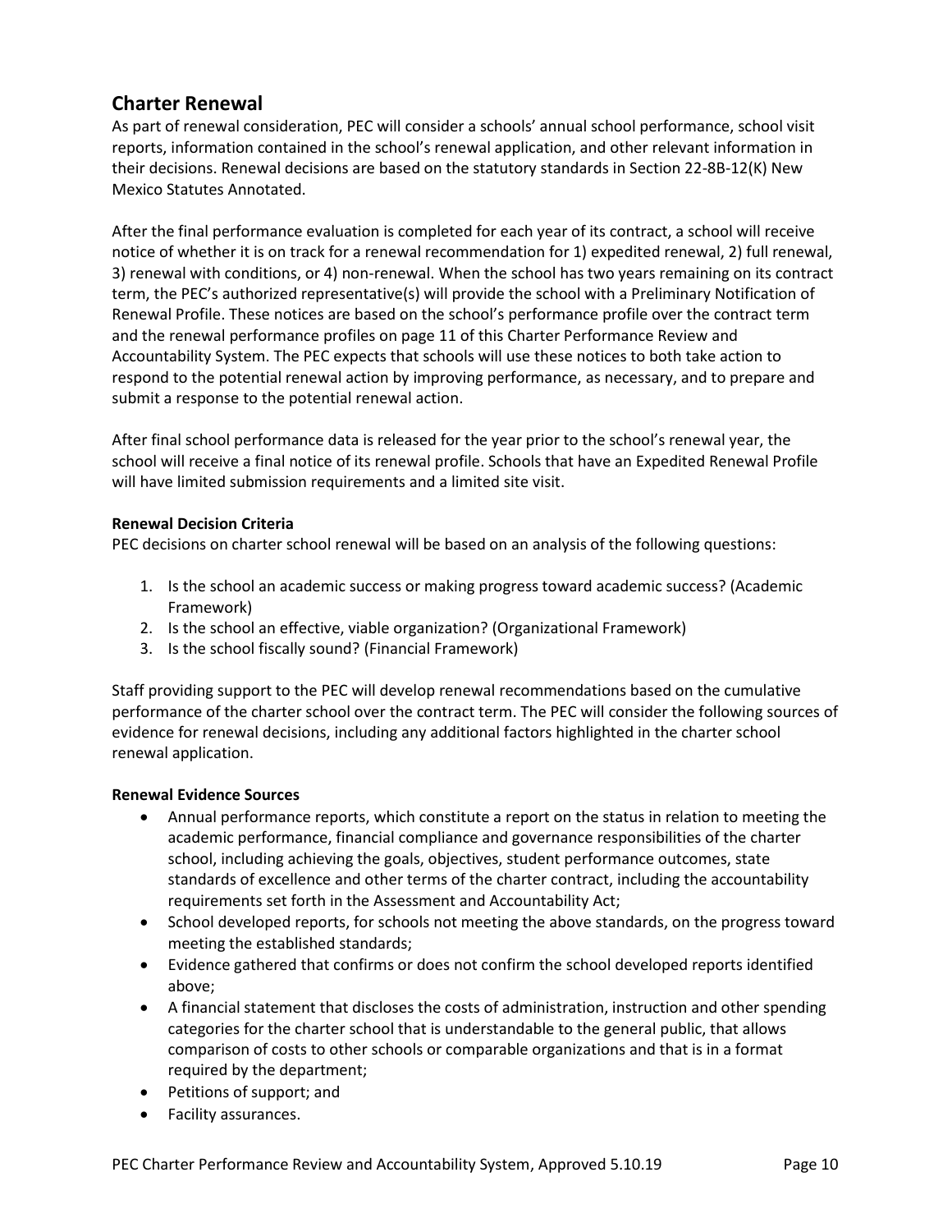## Charter Renewal

As part of renewal consideration, PEC will consider a schools' annual school performance, school visit reports, information contained in the school's renewal application, and other relevant information in their decisions. Renewal decisions are based on the statutory standards in Section 22-8B-12(K) New Mexico Statutes Annotated.

After the final performance evaluation is completed for each year of its contract, a school will receive notice of whether it is on track for a renewal recommendation for 1) expedited renewal, 2) full renewal, 3) renewal with conditions, or 4) non-renewal. When the school has two years remaining on its contract term, the PEC's authorized representative(s) will provide the school with a Preliminary Notification of Renewal Profile. These notices are based on the school's performance profile over the contract term and the renewal performance profiles on page 11 of this Charter Performance Review and Accountability System. The PEC expects that schools will use these notices to both take action to respond to the potential renewal action by improving performance, as necessary, and to prepare and submit a response to the potential renewal action.

After final school performance data is released for the year prior to the school's renewal year, the school will receive a final notice of its renewal profile. Schools that have an Expedited Renewal Profile will have limited submission requirements and a limited site visit.

**Renewal Decision Criteria**

PEC decisions on charter school renewal will be based on an analysis of the following questions:

1. Is the school an academic success or making progress toward academic success? (Academic Framework)
2. Is the school an effective, viable organization? (Organizational Framework)
3. Is the school fiscally sound? (Financial Framework)

Staff providing support to the PEC will develop renewal recommendations based on the cumulative performance of the charter school over the contract term. The PEC will consider the following sources of evidence for renewal decisions, including any additional factors highlighted in the charter school renewal application.

**Renewal Evidence Sources**

- Annual performance reports, which constitute a report on the status in relation to meeting the academic performance, financial compliance and governance responsibilities of the charter school, including achieving the goals, objectives, student performance outcomes, state standards of excellence and other terms of the charter contract, including the accountability requirements set forth in the Assessment and Accountability Act;
- School developed reports, for schools not meeting the above standards, on the progress toward meeting the established standards;
- Evidence gathered that confirms or does not confirm the school developed reports identified above;
- A financial statement that discloses the costs of administration, instruction and other spending categories for the charter school that is understandable to the general public, that allows comparison of costs to other schools or comparable organizations and that is in a format required by the department;
- Petitions of support; and
- Facility assurances.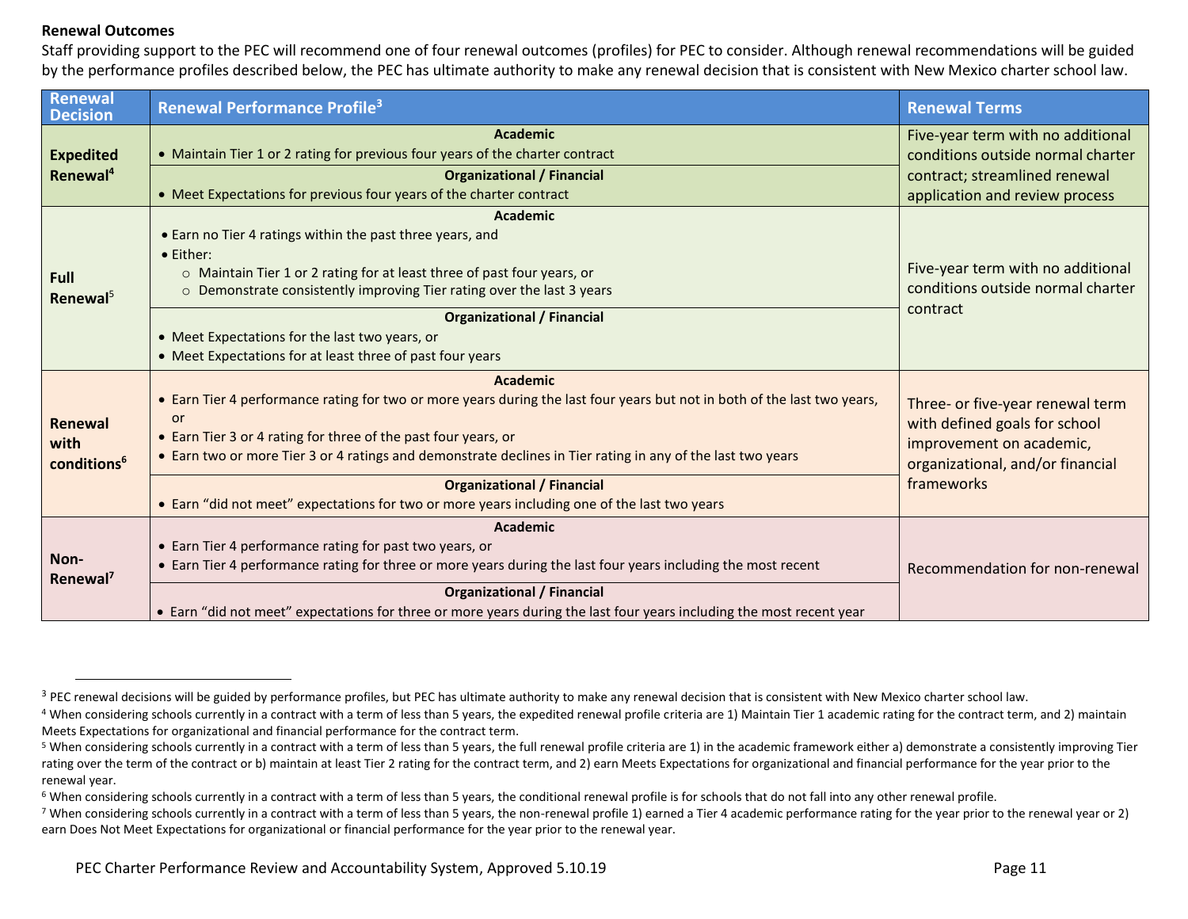**Renewal Outcomes**

Staff providing support to the PEC will recommend one of four renewal outcomes (profiles) for PEC to consider. Although renewal recommendations will be guided by the performance profiles described below, the PEC has ultimate authority to make any renewal decision that is consistent with New Mexico charter school law.

| Renewal Decision | Renewal Performance Profile[3] | Renewal Terms |
|---|---|---|
| **Expedited Renewal**[4] | **Academic**<br>• Maintain Tier 1 or 2 rating for previous four years of the charter contract<br>**Organizational / Financial**<br>• Meet Expectations for previous four years of the charter contract | Five-year term with no additional conditions outside normal charter contract; streamlined renewal application and review process |
| **Full Renewal**[5] | **Academic**<br>• Earn no Tier 4 ratings within the past three years, and<br>• Either:<br>○ Maintain Tier 1 or 2 rating for at least three of past four years, or<br>○ Demonstrate consistently improving Tier rating over the last 3 years<br>**Organizational / Financial**<br>• Meet Expectations for the last two years, or<br>• Meet Expectations for at least three of past four years | Five-year term with no additional conditions outside normal charter contract |
| **Renewal with conditions**[6] | **Academic**<br>• Earn Tier 4 performance rating for two or more years during the last four years but not in both of the last two years, or<br>• Earn Tier 3 or 4 rating for three of the past four years, or<br>• Earn two or more Tier 3 or 4 ratings and demonstrate declines in Tier rating in any of the last two years<br>**Organizational / Financial**<br>• Earn "did not meet" expectations for two or more years including one of the last two years | Three- or five-year renewal term with defined goals for school improvement on academic, organizational, and/or financial frameworks |
| **Non-Renewal**[7] | **Academic**<br>• Earn Tier 4 performance rating for past two years, or<br>• Earn Tier 4 performance rating for three or more years during the last four years including the most recent<br>**Organizational / Financial**<br>• Earn "did not meet" expectations for three or more years during the last four years including the most recent year | Recommendation for non-renewal |

[3] PEC renewal decisions will be guided by performance profiles, but PEC has ultimate authority to make any renewal decision that is consistent with New Mexico charter school law.

[4] When considering schools currently in a contract with a term of less than 5 years, the expedited renewal profile criteria are 1) Maintain Tier 1 academic rating for the contract term, and 2) maintain Meets Expectations for organizational and financial performance for the contract term.

[5] When considering schools currently in a contract with a term of less than 5 years, the full renewal profile criteria are 1) in the academic framework either a) demonstrate a consistently improving Tier rating over the term of the contract or b) maintain at least Tier 2 rating for the contract term, and 2) earn Meets Expectations for organizational and financial performance for the year prior to the renewal year.

[6] When considering schools currently in a contract with a term of less than 5 years, the conditional renewal profile is for schools that do not fall into any other renewal profile.

[7] When considering schools currently in a contract with a term of less than 5 years, the non-renewal profile 1) earned a Tier 4 academic performance rating for the year prior to the renewal year or 2) earn Does Not Meet Expectations for organizational or financial performance for the year prior to the renewal year.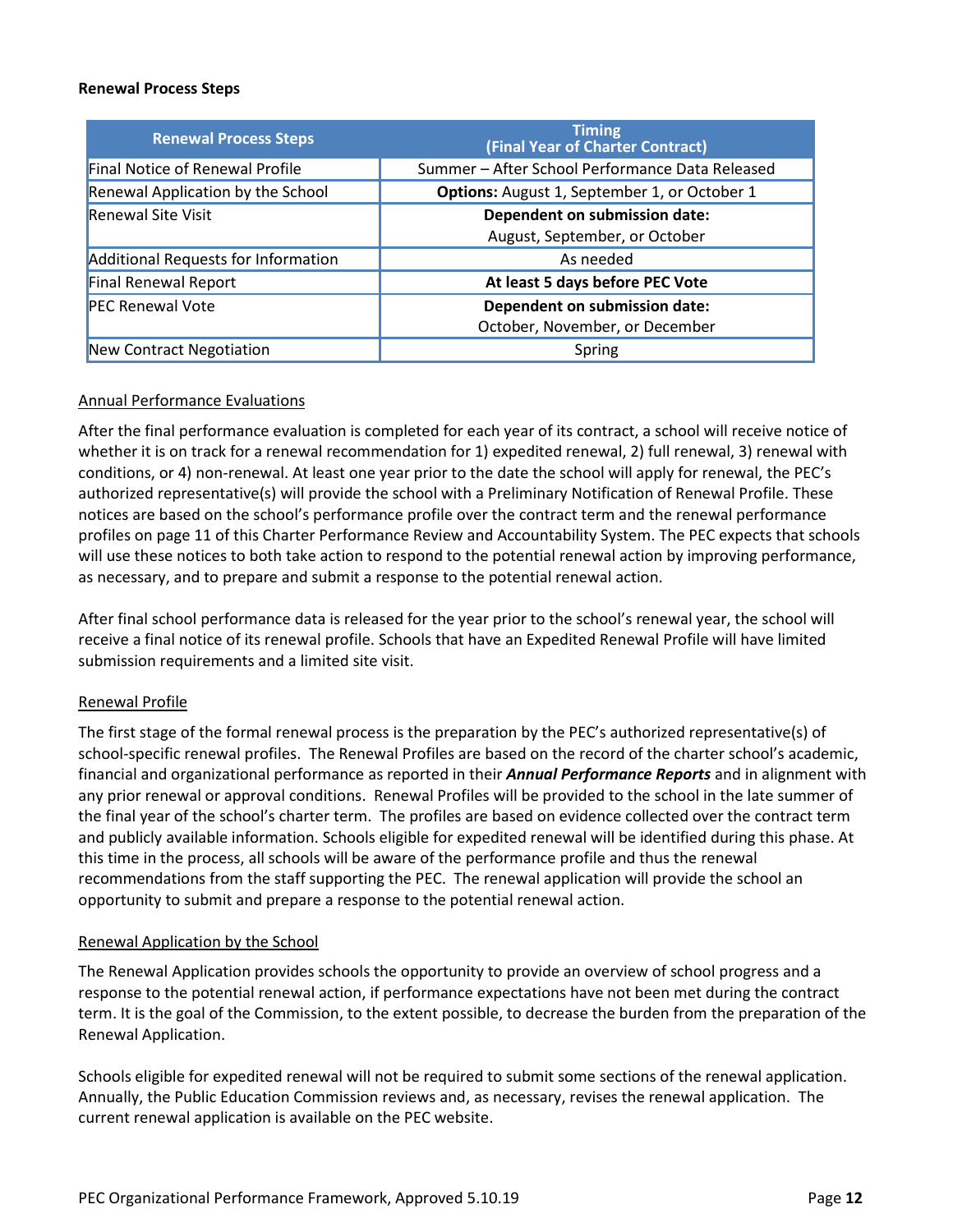**Renewal Process Steps**

| Renewal Process Steps | Timing (Final Year of Charter Contract) |
| --- | --- |
| Final Notice of Renewal Profile | Summer – After School Performance Data Released |
| Renewal Application by the School | **Options:** August 1, September 1, or October 1 |
| Renewal Site Visit | **Dependent on submission date:** August, September, or October |
| Additional Requests for Information | As needed |
| Final Renewal Report | **At least 5 days before PEC Vote** |
| PEC Renewal Vote | **Dependent on submission date:** October, November, or December |
| New Contract Negotiation | Spring |

Annual Performance Evaluations

After the final performance evaluation is completed for each year of its contract, a school will receive notice of whether it is on track for a renewal recommendation for 1) expedited renewal, 2) full renewal, 3) renewal with conditions, or 4) non-renewal. At least one year prior to the date the school will apply for renewal, the PEC's authorized representative(s) will provide the school with a Preliminary Notification of Renewal Profile. These notices are based on the school's performance profile over the contract term and the renewal performance profiles on page 11 of this Charter Performance Review and Accountability System. The PEC expects that schools will use these notices to both take action to respond to the potential renewal action by improving performance, as necessary, and to prepare and submit a response to the potential renewal action.

After final school performance data is released for the year prior to the school's renewal year, the school will receive a final notice of its renewal profile. Schools that have an Expedited Renewal Profile will have limited submission requirements and a limited site visit.

Renewal Profile

The first stage of the formal renewal process is the preparation by the PEC's authorized representative(s) of school-specific renewal profiles. The Renewal Profiles are based on the record of the charter school's academic, financial and organizational performance as reported in their ***Annual Performance Reports*** and in alignment with any prior renewal or approval conditions. Renewal Profiles will be provided to the school in the late summer of the final year of the school's charter term. The profiles are based on evidence collected over the contract term and publicly available information. Schools eligible for expedited renewal will be identified during this phase. At this time in the process, all schools will be aware of the performance profile and thus the renewal recommendations from the staff supporting the PEC. The renewal application will provide the school an opportunity to submit and prepare a response to the potential renewal action.

Renewal Application by the School

The Renewal Application provides schools the opportunity to provide an overview of school progress and a response to the potential renewal action, if performance expectations have not been met during the contract term. It is the goal of the Commission, to the extent possible, to decrease the burden from the preparation of the Renewal Application.

Schools eligible for expedited renewal will not be required to submit some sections of the renewal application. Annually, the Public Education Commission reviews and, as necessary, revises the renewal application. The current renewal application is available on the PEC website.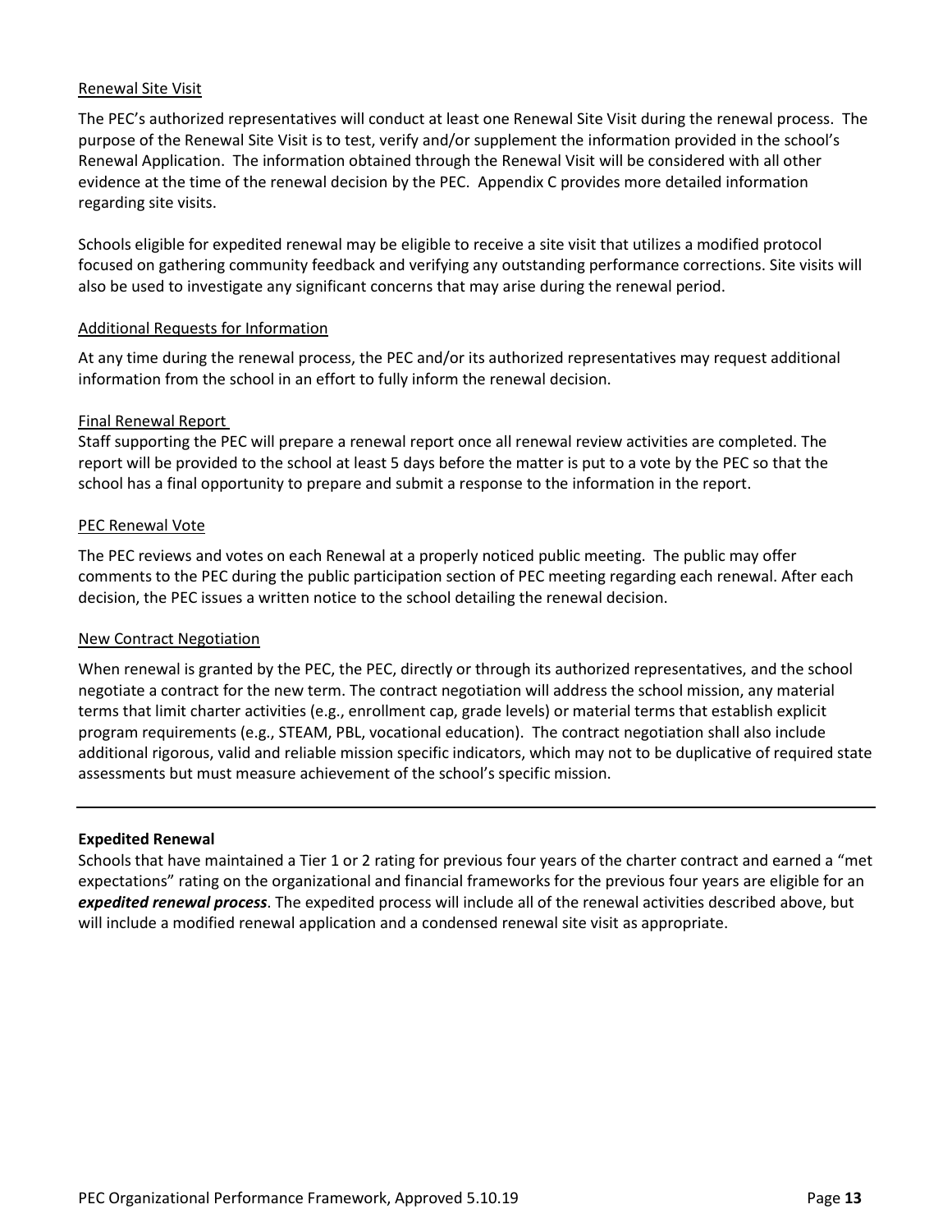Renewal Site Visit

The PEC's authorized representatives will conduct at least one Renewal Site Visit during the renewal process. The purpose of the Renewal Site Visit is to test, verify and/or supplement the information provided in the school's Renewal Application. The information obtained through the Renewal Visit will be considered with all other evidence at the time of the renewal decision by the PEC. Appendix C provides more detailed information regarding site visits.

Schools eligible for expedited renewal may be eligible to receive a site visit that utilizes a modified protocol focused on gathering community feedback and verifying any outstanding performance corrections. Site visits will also be used to investigate any significant concerns that may arise during the renewal period.

Additional Requests for Information

At any time during the renewal process, the PEC and/or its authorized representatives may request additional information from the school in an effort to fully inform the renewal decision.

Final Renewal Report

Staff supporting the PEC will prepare a renewal report once all renewal review activities are completed. The report will be provided to the school at least 5 days before the matter is put to a vote by the PEC so that the school has a final opportunity to prepare and submit a response to the information in the report.

PEC Renewal Vote

The PEC reviews and votes on each Renewal at a properly noticed public meeting. The public may offer comments to the PEC during the public participation section of PEC meeting regarding each renewal. After each decision, the PEC issues a written notice to the school detailing the renewal decision.

New Contract Negotiation

When renewal is granted by the PEC, the PEC, directly or through its authorized representatives, and the school negotiate a contract for the new term. The contract negotiation will address the school mission, any material terms that limit charter activities (e.g., enrollment cap, grade levels) or material terms that establish explicit program requirements (e.g., STEAM, PBL, vocational education). The contract negotiation shall also include additional rigorous, valid and reliable mission specific indicators, which may not to be duplicative of required state assessments but must measure achievement of the school's specific mission.

---

**Expedited Renewal**

Schools that have maintained a Tier 1 or 2 rating for previous four years of the charter contract and earned a "met expectations" rating on the organizational and financial frameworks for the previous four years are eligible for an ***expedited renewal process***. The expedited process will include all of the renewal activities described above, but will include a modified renewal application and a condensed renewal site visit as appropriate.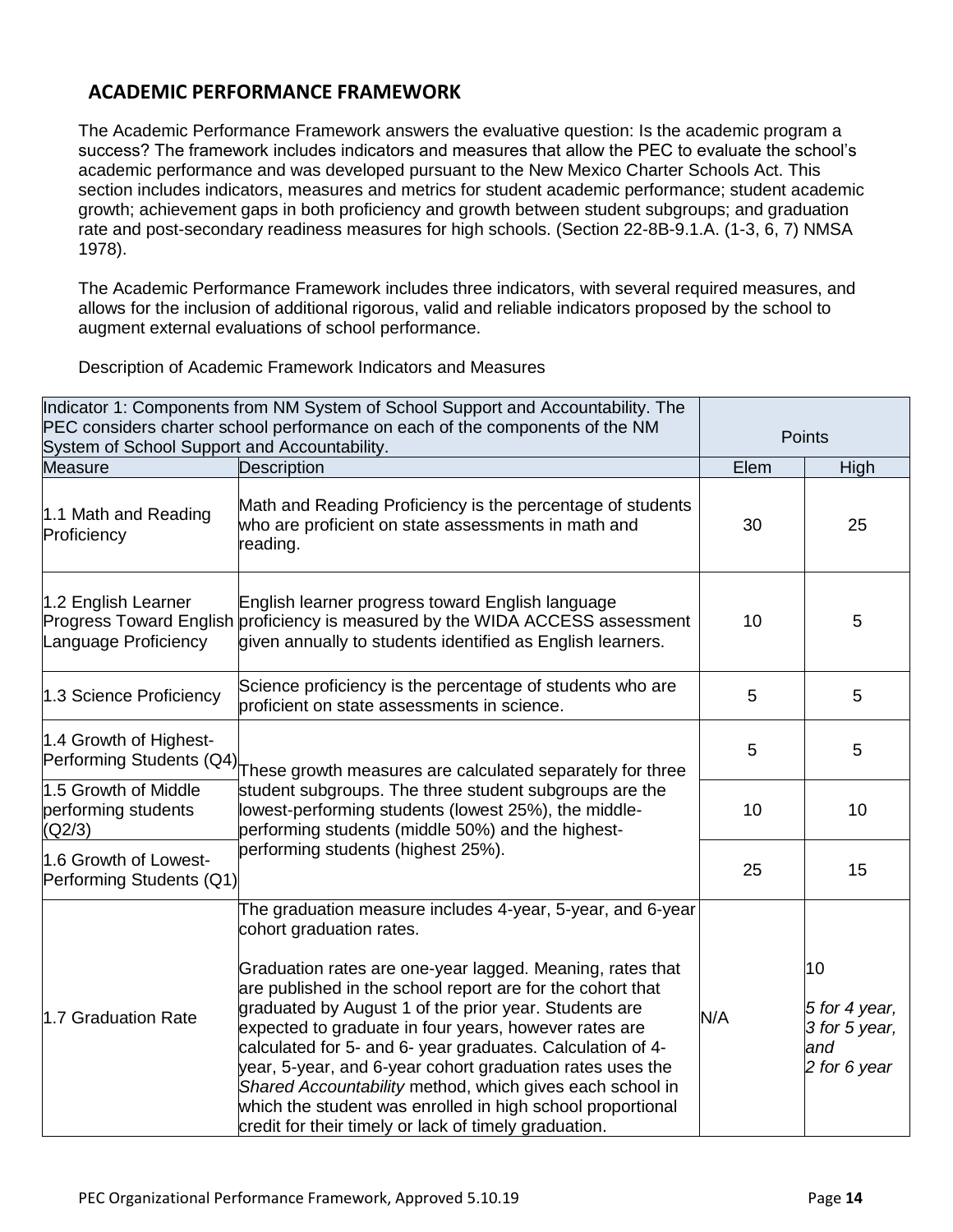## ACADEMIC PERFORMANCE FRAMEWORK

The Academic Performance Framework answers the evaluative question: Is the academic program a success? The framework includes indicators and measures that allow the PEC to evaluate the school's academic performance and was developed pursuant to the New Mexico Charter Schools Act. This section includes indicators, measures and metrics for student academic performance; student academic growth; achievement gaps in both proficiency and growth between student subgroups; and graduation rate and post-secondary readiness measures for high schools. (Section 22-8B-9.1.A. (1-3, 6, 7) NMSA 1978).

The Academic Performance Framework includes three indicators, with several required measures, and allows for the inclusion of additional rigorous, valid and reliable indicators proposed by the school to augment external evaluations of school performance.

Description of Academic Framework Indicators and Measures

| Indicator 1: Components from NM System of School Support and Accountability. The PEC considers charter school performance on each of the components of the NM System of School Support and Accountability. | | Points | |
|---|---|---|---|
| Measure | Description | Elem | High |
| 1.1 Math and Reading Proficiency | Math and Reading Proficiency is the percentage of students who are proficient on state assessments in math and reading. | 30 | 25 |
| 1.2 English Learner Progress Toward English Language Proficiency | English learner progress toward English language proficiency is measured by the WIDA ACCESS assessment given annually to students identified as English learners. | 10 | 5 |
| 1.3 Science Proficiency | Science proficiency is the percentage of students who are proficient on state assessments in science. | 5 | 5 |
| 1.4 Growth of Highest-Performing Students (Q4) | These growth measures are calculated separately for three student subgroups. The three student subgroups are the lowest-performing students (lowest 25%), the middle-performing students (middle 50%) and the highest-performing students (highest 25%). | 5 | 5 |
| 1.5 Growth of Middle performing students (Q2/3) | | 10 | 10 |
| 1.6 Growth of Lowest-Performing Students (Q1) | | 25 | 15 |
| 1.7 Graduation Rate | The graduation measure includes 4-year, 5-year, and 6-year cohort graduation rates.<br><br>Graduation rates are one-year lagged. Meaning, rates that are published in the school report are for the cohort that graduated by August 1 of the prior year. Students are expected to graduate in four years, however rates are calculated for 5- and 6- year graduates. Calculation of 4-year, 5-year, and 6-year cohort graduation rates uses the *Shared Accountability* method, which gives each school in which the student was enrolled in high school proportional credit for their timely or lack of timely graduation. | N/A | 10<br><br>*5 for 4 year, 3 for 5 year, and 2 for 6 year* |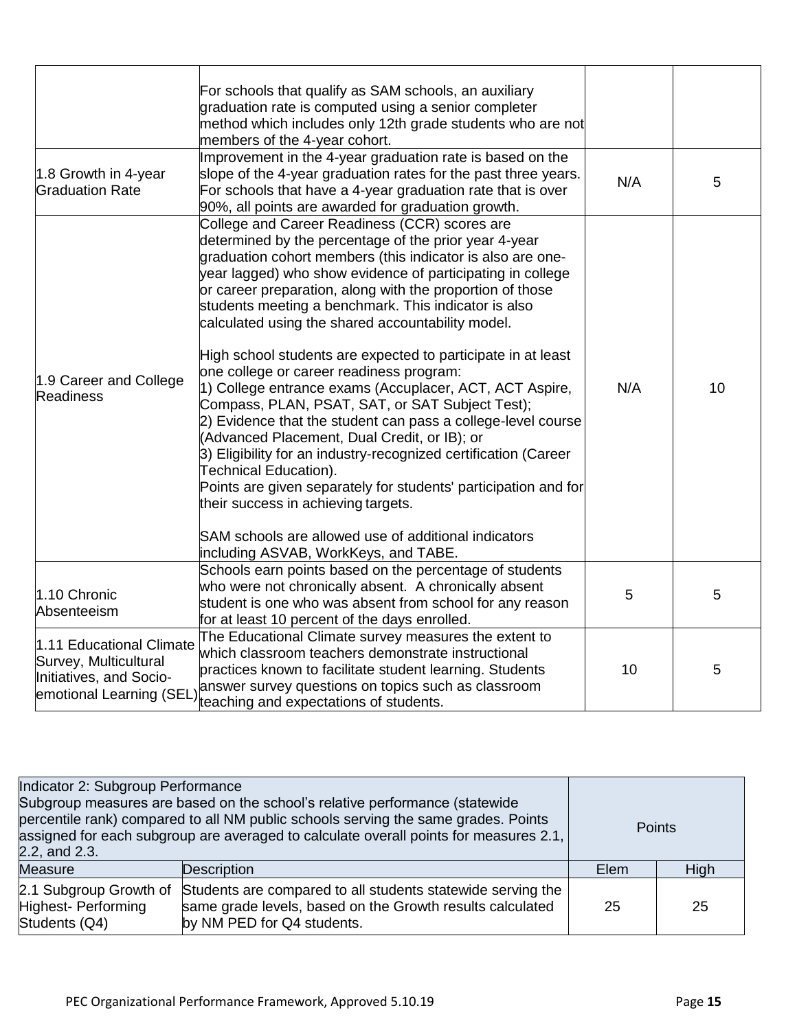| | | | |
|---|---|---|---|
| | For schools that qualify as SAM schools, an auxiliary graduation rate is computed using a senior completer method which includes only 12th grade students who are not members of the 4-year cohort. | | |
| 1.8 Growth in 4-year Graduation Rate | Improvement in the 4-year graduation rate is based on the slope of the 4-year graduation rates for the past three years. For schools that have a 4-year graduation rate that is over 90%, all points are awarded for graduation growth. | N/A | 5 |
| 1.9 Career and College Readiness | College and Career Readiness (CCR) scores are determined by the percentage of the prior year 4-year graduation cohort members (this indicator is also are one-year lagged) who show evidence of participating in college or career preparation, along with the proportion of those students meeting a benchmark. This indicator is also calculated using the shared accountability model.<br><br>High school students are expected to participate in at least one college or career readiness program:<br>1) College entrance exams (Accuplacer, ACT, ACT Aspire, Compass, PLAN, PSAT, SAT, or SAT Subject Test);<br>2) Evidence that the student can pass a college-level course (Advanced Placement, Dual Credit, or IB); or<br>3) Eligibility for an industry-recognized certification (Career Technical Education).<br>Points are given separately for students' participation and for their success in achieving targets.<br><br>SAM schools are allowed use of additional indicators including ASVAB, WorkKeys, and TABE. | N/A | 10 |
| 1.10 Chronic Absenteeism | Schools earn points based on the percentage of students who were not chronically absent. A chronically absent student is one who was absent from school for any reason for at least 10 percent of the days enrolled. | 5 | 5 |
| 1.11 Educational Climate Survey, Multicultural Initiatives, and Socio-emotional Learning (SEL) | The Educational Climate survey measures the extent to which classroom teachers demonstrate instructional practices known to facilitate student learning. Students answer survey questions on topics such as classroom teaching and expectations of students. | 10 | 5 |

| Indicator 2: Subgroup Performance<br>Subgroup measures are based on the school's relative performance (statewide percentile rank) compared to all NM public schools serving the same grades. Points assigned for each subgroup are averaged to calculate overall points for measures 2.1, 2.2, and 2.3. | | Points | |
|---|---|---|---|
| Measure | Description | Elem | High |
| 2.1 Subgroup Growth of Highest- Performing Students (Q4) | Students are compared to all students statewide serving the same grade levels, based on the Growth results calculated by NM PED for Q4 students. | 25 | 25 |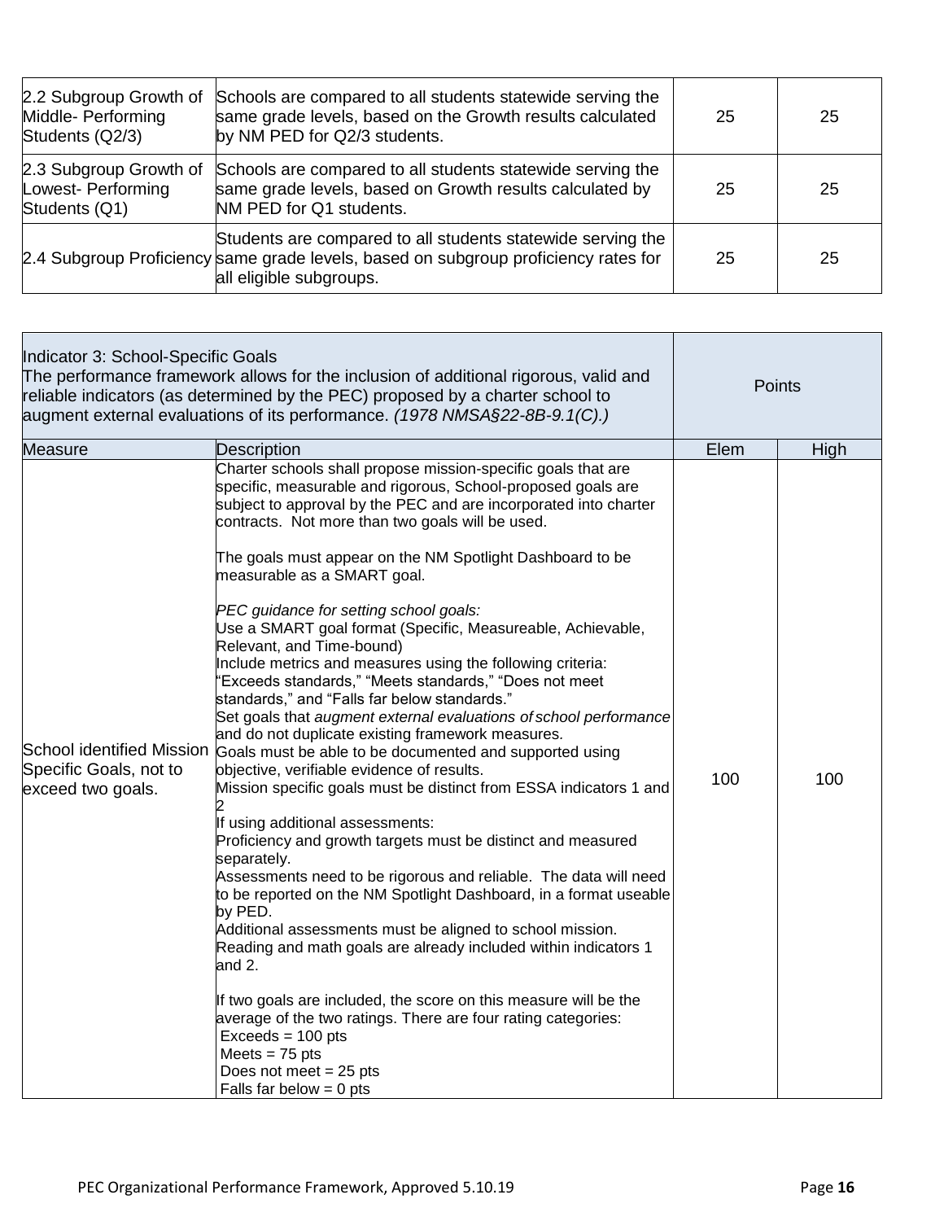| | | | |
|---|---|---|---|
| 2.2 Subgroup Growth of Middle- Performing Students (Q2/3) | Schools are compared to all students statewide serving the same grade levels, based on the Growth results calculated by NM PED for Q2/3 students. | 25 | 25 |
| 2.3 Subgroup Growth of Lowest- Performing Students (Q1) | Schools are compared to all students statewide serving the same grade levels, based on Growth results calculated by NM PED for Q1 students. | 25 | 25 |
| 2.4 Subgroup Proficiency | Students are compared to all students statewide serving the same grade levels, based on subgroup proficiency rates for all eligible subgroups. | 25 | 25 |

| Indicator 3: School-Specific Goals<br>The performance framework allows for the inclusion of additional rigorous, valid and reliable indicators (as determined by the PEC) proposed by a charter school to augment external evaluations of its performance. *(1978 NMSA§22-8B-9.1(C).)* | | Points | |
|---|---|---|---|
| Measure | Description | Elem | High |
| School identified Mission Specific Goals, not to exceed two goals. | Charter schools shall propose mission-specific goals that are specific, measurable and rigorous, School-proposed goals are subject to approval by the PEC and are incorporated into charter contracts. Not more than two goals will be used.<br><br>The goals must appear on the NM Spotlight Dashboard to be measurable as a SMART goal.<br><br>*PEC guidance for setting school goals:*<br>Use a SMART goal format (Specific, Measureable, Achievable, Relevant, and Time-bound)<br>Include metrics and measures using the following criteria: "Exceeds standards," "Meets standards," "Does not meet standards," and "Falls far below standards."<br>Set goals that *augment external evaluations of school performance* and do not duplicate existing framework measures.<br>Goals must be able to be documented and supported using objective, verifiable evidence of results.<br>Mission specific goals must be distinct from ESSA indicators 1 and 2<br>If using additional assessments:<br>Proficiency and growth targets must be distinct and measured separately.<br>Assessments need to be rigorous and reliable. The data will need to be reported on the NM Spotlight Dashboard, in a format useable by PED.<br>Additional assessments must be aligned to school mission.<br>Reading and math goals are already included within indicators 1 and 2.<br><br>If two goals are included, the score on this measure will be the average of the two ratings. There are four rating categories:<br>Exceeds = 100 pts<br>Meets = 75 pts<br>Does not meet = 25 pts<br>Falls far below = 0 pts | 100 | 100 |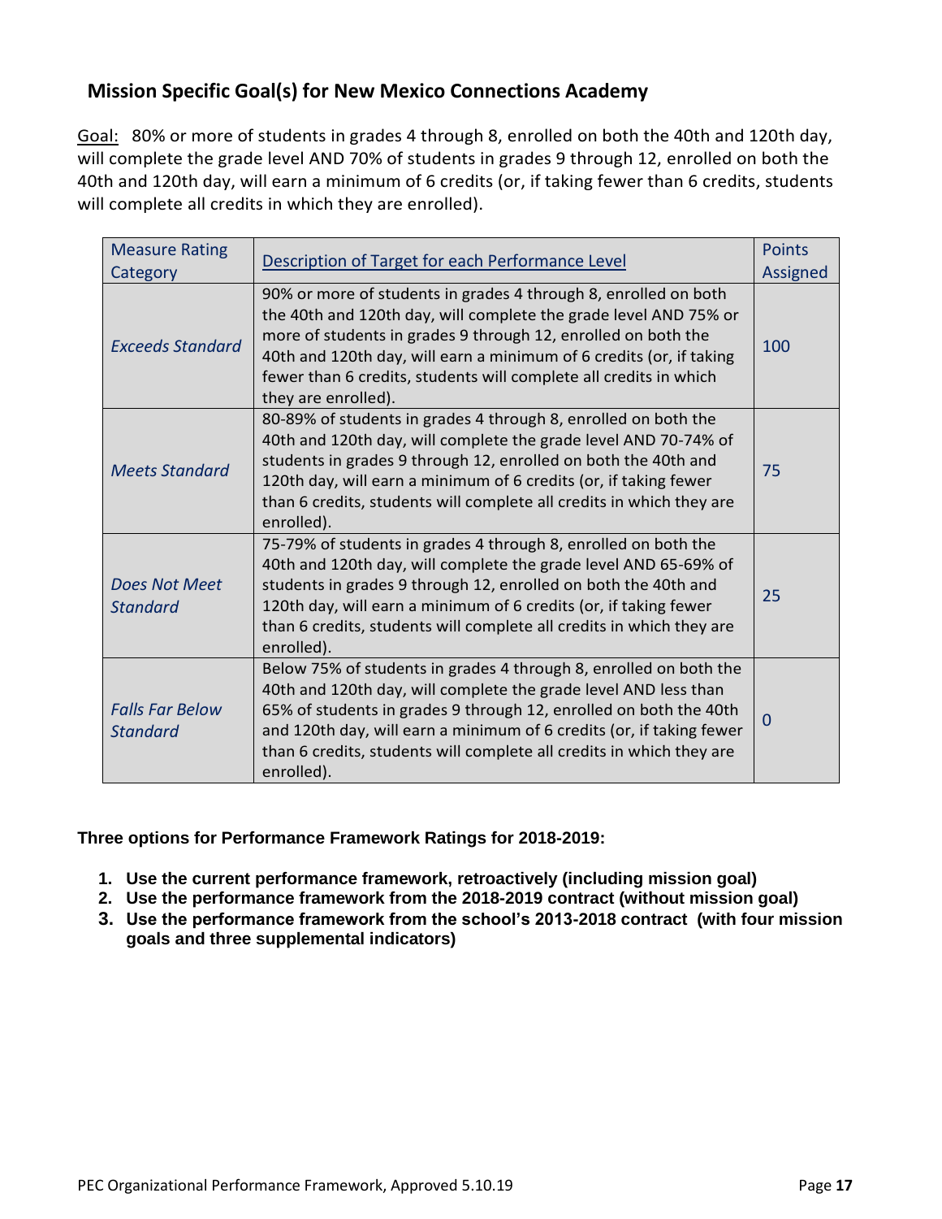## Mission Specific Goal(s) for New Mexico Connections Academy

Goal: 80% or more of students in grades 4 through 8, enrolled on both the 40th and 120th day, will complete the grade level AND 70% of students in grades 9 through 12, enrolled on both the 40th and 120th day, will earn a minimum of 6 credits (or, if taking fewer than 6 credits, students will complete all credits in which they are enrolled).

| Measure Rating Category | Description of Target for each Performance Level | Points Assigned |
|---|---|---|
| *Exceeds Standard* | 90% or more of students in grades 4 through 8, enrolled on both the 40th and 120th day, will complete the grade level AND 75% or more of students in grades 9 through 12, enrolled on both the 40th and 120th day, will earn a minimum of 6 credits (or, if taking fewer than 6 credits, students will complete all credits in which they are enrolled). | 100 |
| *Meets Standard* | 80-89% of students in grades 4 through 8, enrolled on both the 40th and 120th day, will complete the grade level AND 70-74% of students in grades 9 through 12, enrolled on both the 40th and 120th day, will earn a minimum of 6 credits (or, if taking fewer than 6 credits, students will complete all credits in which they are enrolled). | 75 |
| *Does Not Meet Standard* | 75-79% of students in grades 4 through 8, enrolled on both the 40th and 120th day, will complete the grade level AND 65-69% of students in grades 9 through 12, enrolled on both the 40th and 120th day, will earn a minimum of 6 credits (or, if taking fewer than 6 credits, students will complete all credits in which they are enrolled). | 25 |
| *Falls Far Below Standard* | Below 75% of students in grades 4 through 8, enrolled on both the 40th and 120th day, will complete the grade level AND less than 65% of students in grades 9 through 12, enrolled on both the 40th and 120th day, will earn a minimum of 6 credits (or, if taking fewer than 6 credits, students will complete all credits in which they are enrolled). | 0 |

**Three options for Performance Framework Ratings for 2018-2019:**

1. **Use the current performance framework, retroactively (including mission goal)**
2. **Use the performance framework from the 2018-2019 contract (without mission goal)**
3. **Use the performance framework from the school's 2013-2018 contract (with four mission goals and three supplemental indicators)**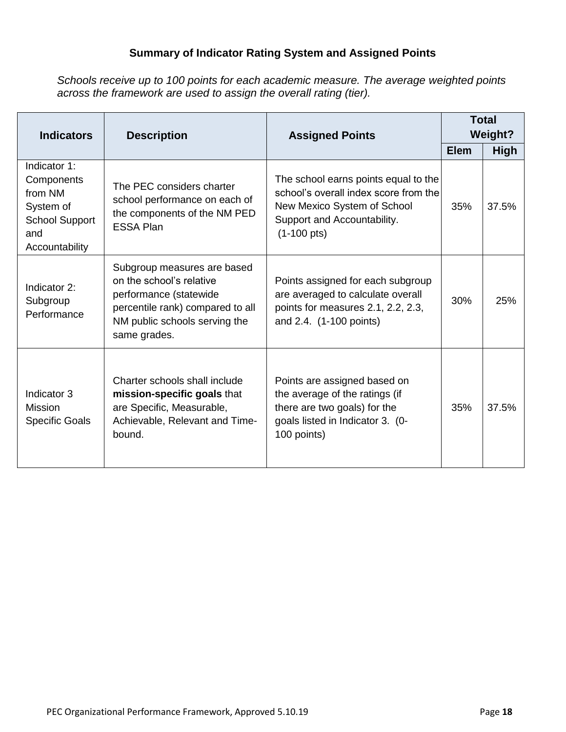### Summary of Indicator Rating System and Assigned Points

*Schools receive up to 100 points for each academic measure. The average weighted points across the framework are used to assign the overall rating (tier).*

| Indicators | Description | Assigned Points | Total Weight? | |
|---|---|---|---|---|
| | | | **Elem** | **High** |
| Indicator 1: Components from NM System of School Support and Accountability | The PEC considers charter school performance on each of the components of the NM PED ESSA Plan | The school earns points equal to the school's overall index score from the New Mexico System of School Support and Accountability. (1-100 pts) | 35% | 37.5% |
| Indicator 2: Subgroup Performance | Subgroup measures are based on the school's relative performance (statewide percentile rank) compared to all NM public schools serving the same grades. | Points assigned for each subgroup are averaged to calculate overall points for measures 2.1, 2.2, 2.3, and 2.4. (1-100 points) | 30% | 25% |
| Indicator 3 Mission Specific Goals | Charter schools shall include **mission-specific goals** that are Specific, Measurable, Achievable, Relevant and Time-bound. | Points are assigned based on the average of the ratings (if there are two goals) for the goals listed in Indicator 3. (0-100 points) | 35% | 37.5% |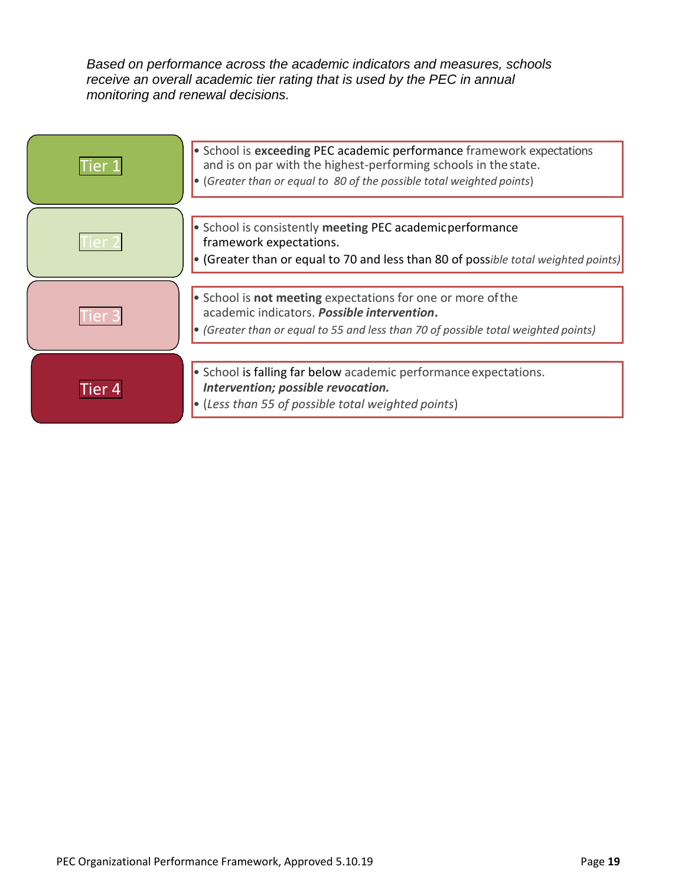*Based on performance across the academic indicators and measures, schools receive an overall academic tier rating that is used by the PEC in annual monitoring and renewal decisions.*

| Tier | Description |
| --- | --- |
| Tier 1 | • School is **exceeding** PEC academic performance framework expectations and is on par with the highest-performing schools in the state.<br>• (*Greater than or equal to 80 of the possible total weighted points*) |
| Tier 2 | • School is consistently **meeting** PEC academic performance framework expectations.<br>• (Greater than or equal to 70 and less than 80 of poss*ible total weighted points)* |
| Tier 3 | • School is **not meeting** expectations for one or more of the academic indicators. ***Possible intervention*.**<br>• *(Greater than or equal to 55 and less than 70 of possible total weighted points)* |
| Tier 4 | • School is falling far below academic performance expectations. ***Intervention; possible revocation.***<br>• (*Less than 55 of possible total weighted points*) |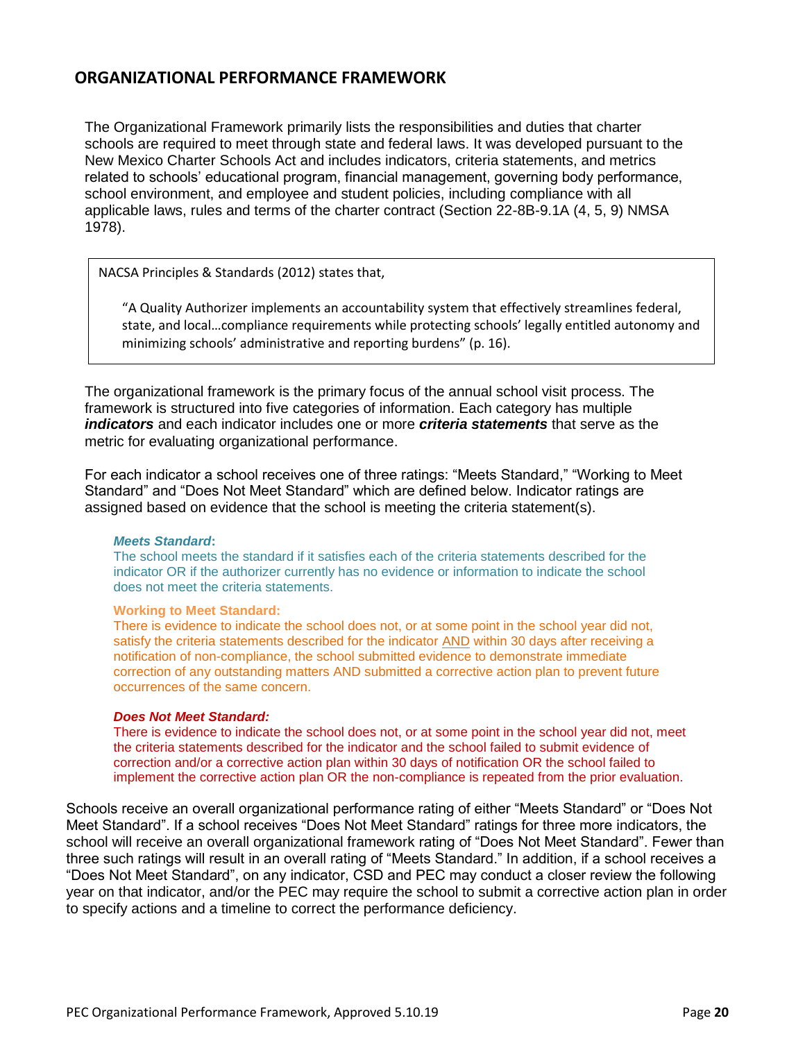## ORGANIZATIONAL PERFORMANCE FRAMEWORK

The Organizational Framework primarily lists the responsibilities and duties that charter schools are required to meet through state and federal laws. It was developed pursuant to the New Mexico Charter Schools Act and includes indicators, criteria statements, and metrics related to schools' educational program, financial management, governing body performance, school environment, and employee and student policies, including compliance with all applicable laws, rules and terms of the charter contract (Section 22-8B-9.1A (4, 5, 9) NMSA 1978).

> NACSA Principles & Standards (2012) states that,
>
> "A Quality Authorizer implements an accountability system that effectively streamlines federal, state, and local…compliance requirements while protecting schools' legally entitled autonomy and minimizing schools' administrative and reporting burdens" (p. 16).

The organizational framework is the primary focus of the annual school visit process. The framework is structured into five categories of information. Each category has multiple ***indicators*** and each indicator includes one or more ***criteria statements*** that serve as the metric for evaluating organizational performance.

For each indicator a school receives one of three ratings: "Meets Standard," "Working to Meet Standard" and "Does Not Meet Standard" which are defined below. Indicator ratings are assigned based on evidence that the school is meeting the criteria statement(s).

***Meets Standard*:**
The school meets the standard if it satisfies each of the criteria statements described for the indicator OR if the authorizer currently has no evidence or information to indicate the school does not meet the criteria statements.

**Working to Meet Standard:**
There is evidence to indicate the school does not, or at some point in the school year did not, satisfy the criteria statements described for the indicator AND within 30 days after receiving a notification of non-compliance, the school submitted evidence to demonstrate immediate correction of any outstanding matters AND submitted a corrective action plan to prevent future occurrences of the same concern.

***Does Not Meet Standard:***
There is evidence to indicate the school does not, or at some point in the school year did not, meet the criteria statements described for the indicator and the school failed to submit evidence of correction and/or a corrective action plan within 30 days of notification OR the school failed to implement the corrective action plan OR the non-compliance is repeated from the prior evaluation.

Schools receive an overall organizational performance rating of either "Meets Standard" or "Does Not Meet Standard". If a school receives "Does Not Meet Standard" ratings for three more indicators, the school will receive an overall organizational framework rating of "Does Not Meet Standard". Fewer than three such ratings will result in an overall rating of "Meets Standard." In addition, if a school receives a "Does Not Meet Standard", on any indicator, CSD and PEC may conduct a closer review the following year on that indicator, and/or the PEC may require the school to submit a corrective action plan in order to specify actions and a timeline to correct the performance deficiency.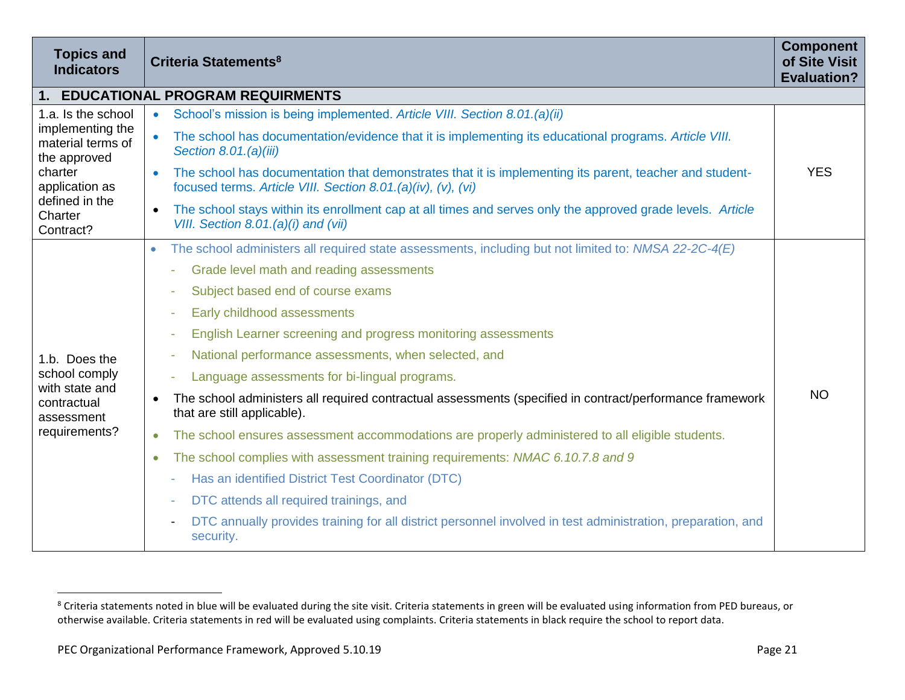| Topics and Indicators | Criteria Statements[8] | Component of Site Visit Evaluation? |
|---|---|---|
| **1. EDUCATIONAL PROGRAM REQUIRMENTS** | | |
| 1.a. Is the school implementing the material terms of the approved charter application as defined in the Charter Contract? | • School's mission is being implemented. *Article VIII. Section 8.01.(a)(ii)*<br>• The school has documentation/evidence that it is implementing its educational programs. *Article VIII. Section 8.01.(a)(iii)*<br>• The school has documentation that demonstrates that it is implementing its parent, teacher and student-focused terms. *Article VIII. Section 8.01.(a)(iv), (v), (vi)*<br>• The school stays within its enrollment cap at all times and serves only the approved grade levels. *Article VIII. Section 8.01.(a)(i) and (vii)* | YES |
| 1.b. Does the school comply with state and contractual assessment requirements? | • The school administers all required state assessments, including but not limited to: *NMSA 22-2C-4(E)*<br>- Grade level math and reading assessments<br>- Subject based end of course exams<br>- Early childhood assessments<br>- English Learner screening and progress monitoring assessments<br>- National performance assessments, when selected, and<br>- Language assessments for bi-lingual programs.<br>• The school administers all required contractual assessments (specified in contract/performance framework that are still applicable).<br>• The school ensures assessment accommodations are properly administered to all eligible students.<br>• The school complies with assessment training requirements: *NMAC 6.10.7.8 and 9*<br>- Has an identified District Test Coordinator (DTC)<br>- DTC attends all required trainings, and<br>- DTC annually provides training for all district personnel involved in test administration, preparation, and security. | NO |

[8] Criteria statements noted in blue will be evaluated during the site visit. Criteria statements in green will be evaluated using information from PED bureaus, or otherwise available. Criteria statements in red will be evaluated using complaints. Criteria statements in black require the school to report data.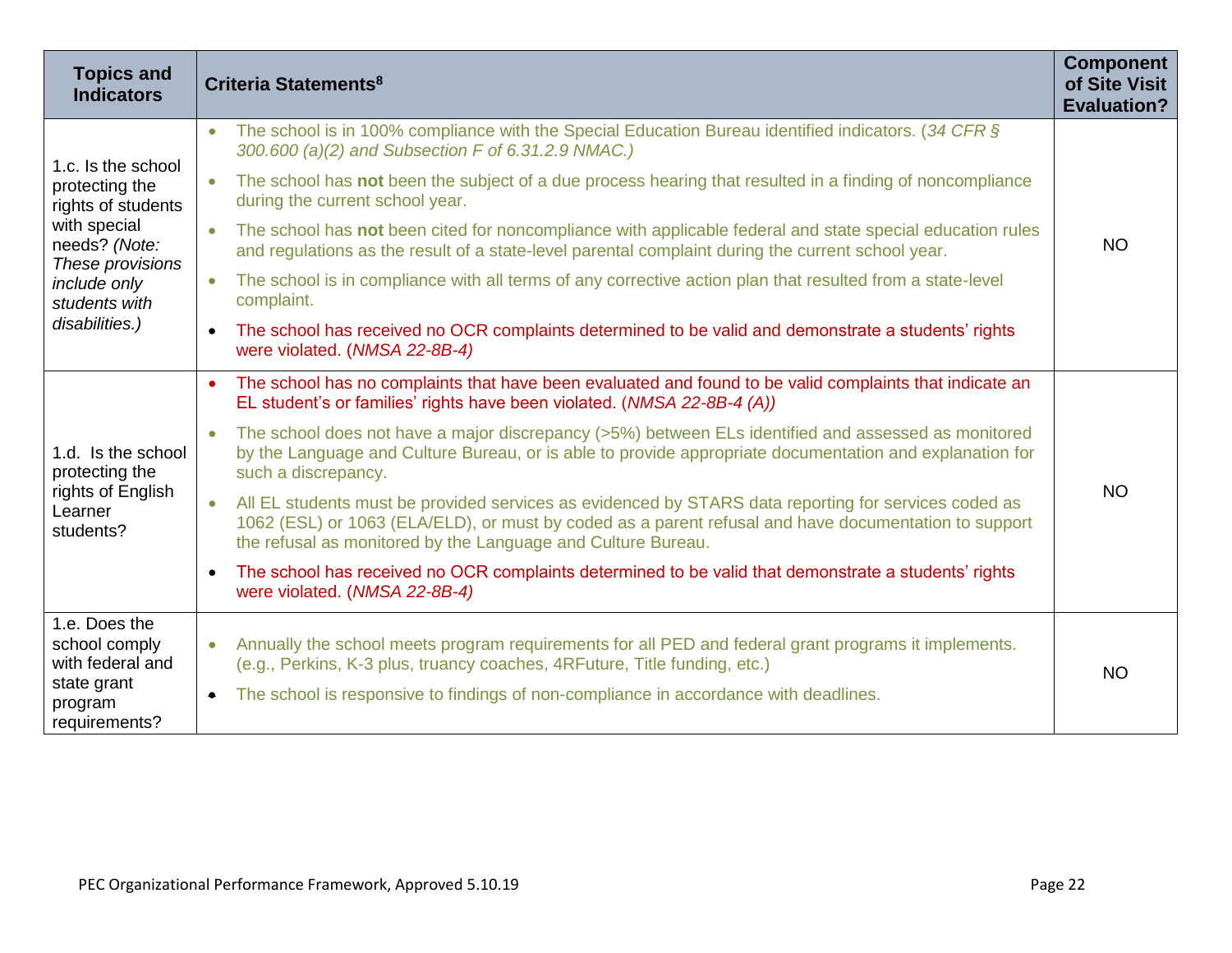| Topics and Indicators | Criteria Statements[8] | Component of Site Visit Evaluation? |
|---|---|---|
| 1.c. Is the school protecting the rights of students with special needs? *(Note: These provisions include only students with disabilities.)* | • The school is in 100% compliance with the Special Education Bureau identified indicators. (*34 CFR § 300.600 (a)(2) and Subsection F of 6.31.2.9 NMAC.)*<br>• The school has **not** been the subject of a due process hearing that resulted in a finding of noncompliance during the current school year.<br>• The school has **not** been cited for noncompliance with applicable federal and state special education rules and regulations as the result of a state-level parental complaint during the current school year.<br>• The school is in compliance with all terms of any corrective action plan that resulted from a state-level complaint.<br>• The school has received no OCR complaints determined to be valid and demonstrate a students' rights were violated. (*NMSA 22-8B-4)* | NO |
| 1.d. Is the school protecting the rights of English Learner students? | • The school has no complaints that have been evaluated and found to be valid complaints that indicate an EL student's or families' rights have been violated. (*NMSA 22-8B-4 (A))*<br>• The school does not have a major discrepancy (>5%) between ELs identified and assessed as monitored by the Language and Culture Bureau, or is able to provide appropriate documentation and explanation for such a discrepancy.<br>• All EL students must be provided services as evidenced by STARS data reporting for services coded as 1062 (ESL) or 1063 (ELA/ELD), or must by coded as a parent refusal and have documentation to support the refusal as monitored by the Language and Culture Bureau.<br>• The school has received no OCR complaints determined to be valid that demonstrate a students' rights were violated. (*NMSA 22-8B-4)* | NO |
| 1.e. Does the school comply with federal and state grant program requirements? | • Annually the school meets program requirements for all PED and federal grant programs it implements. (e.g., Perkins, K-3 plus, truancy coaches, 4RFuture, Title funding, etc.)<br>• The school is responsive to findings of non-compliance in accordance with deadlines. | NO |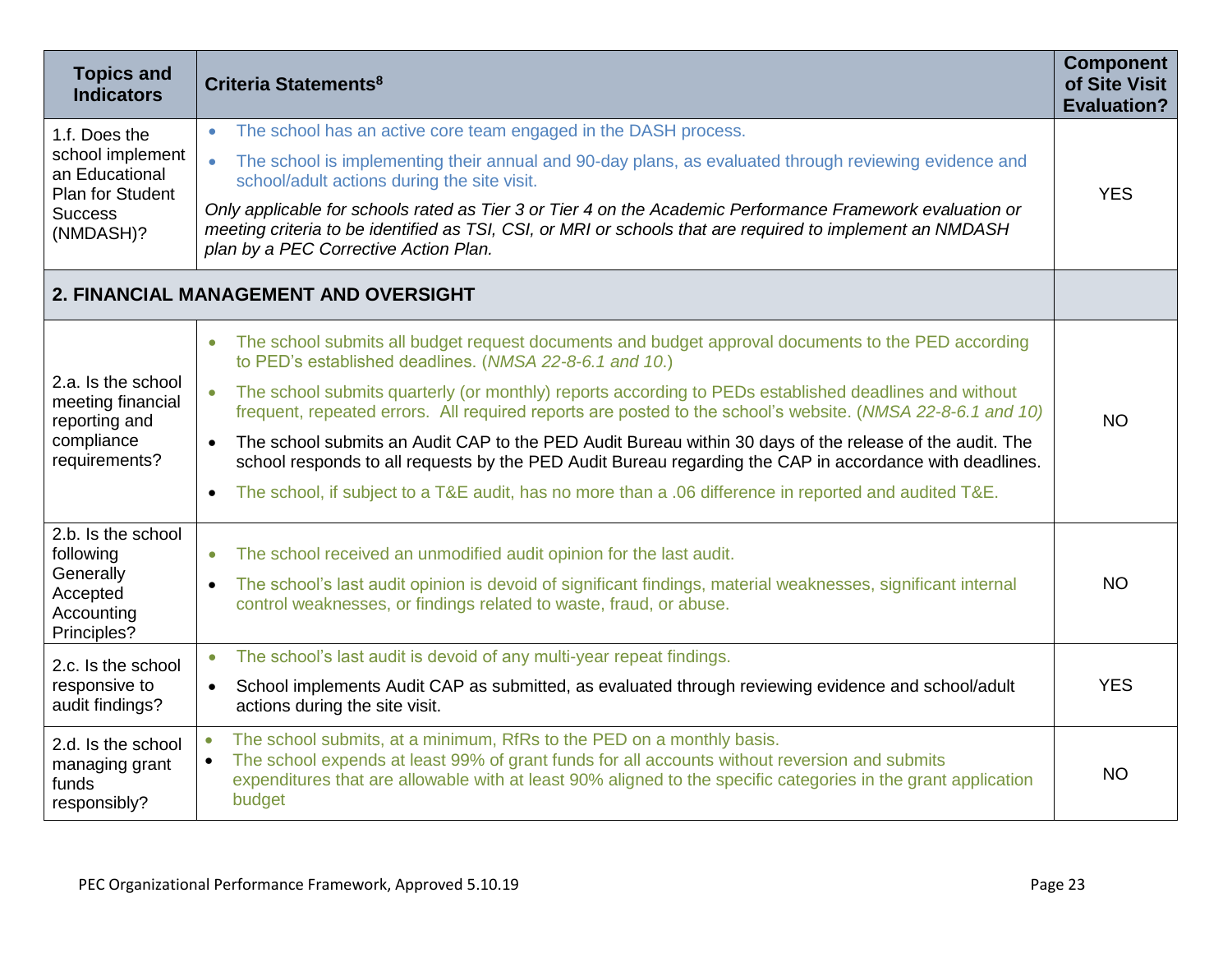| Topics and Indicators | Criteria Statements[8] | Component of Site Visit Evaluation? |
|---|---|---|
| 1.f. Does the school implement an Educational Plan for Student Success (NMDASH)? | • The school has an active core team engaged in the DASH process.<br>• The school is implementing their annual and 90-day plans, as evaluated through reviewing evidence and school/adult actions during the site visit.<br>*Only applicable for schools rated as Tier 3 or Tier 4 on the Academic Performance Framework evaluation or meeting criteria to be identified as TSI, CSI, or MRI or schools that are required to implement an NMDASH plan by a PEC Corrective Action Plan.* | YES |
| **2. FINANCIAL MANAGEMENT AND OVERSIGHT** | | |
| 2.a. Is the school meeting financial reporting and compliance requirements? | • The school submits all budget request documents and budget approval documents to the PED according to PED's established deadlines. (*NMSA 22-8-6.1 and 10.*)<br>• The school submits quarterly (or monthly) reports according to PEDs established deadlines and without frequent, repeated errors. All required reports are posted to the school's website. (*NMSA 22-8-6.1 and 10)*<br>• The school submits an Audit CAP to the PED Audit Bureau within 30 days of the release of the audit. The school responds to all requests by the PED Audit Bureau regarding the CAP in accordance with deadlines.<br>• The school, if subject to a T&E audit, has no more than a .06 difference in reported and audited T&E. | NO |
| 2.b. Is the school following Generally Accepted Accounting Principles? | • The school received an unmodified audit opinion for the last audit.<br>• The school's last audit opinion is devoid of significant findings, material weaknesses, significant internal control weaknesses, or findings related to waste, fraud, or abuse. | NO |
| 2.c. Is the school responsive to audit findings? | • The school's last audit is devoid of any multi-year repeat findings.<br>• School implements Audit CAP as submitted, as evaluated through reviewing evidence and school/adult actions during the site visit. | YES |
| 2.d. Is the school managing grant funds responsibly? | • The school submits, at a minimum, RfRs to the PED on a monthly basis.<br>• The school expends at least 99% of grant funds for all accounts without reversion and submits expenditures that are allowable with at least 90% aligned to the specific categories in the grant application budget | NO |

PEC Organizational Performance Framework, Approved 5.10.19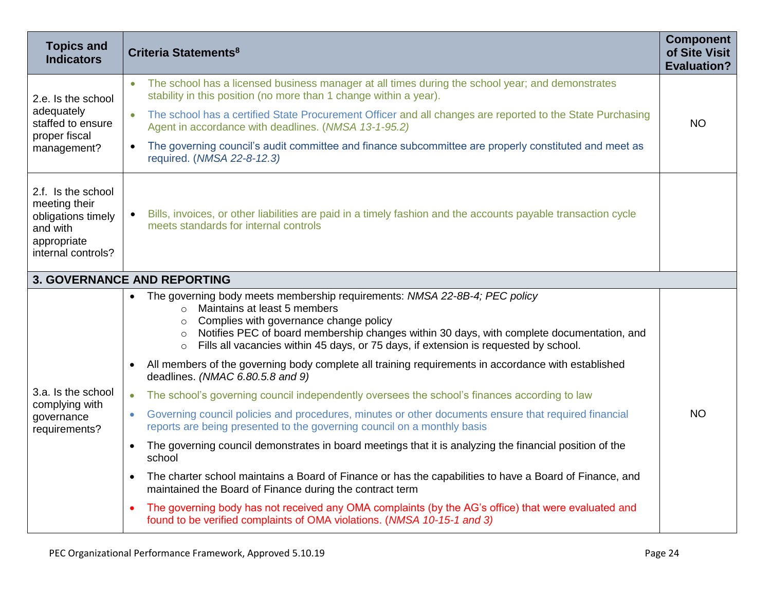| Topics and Indicators | Criteria Statements[8] | Component of Site Visit Evaluation? |
|---|---|---|
| 2.e. Is the school adequately staffed to ensure proper fiscal management? | • The school has a licensed business manager at all times during the school year; and demonstrates stability in this position (no more than 1 change within a year).<br>• The school has a certified State Procurement Officer and all changes are reported to the State Purchasing Agent in accordance with deadlines. (*NMSA 13-1-95.2)*<br>• The governing council's audit committee and finance subcommittee are properly constituted and meet as required. (*NMSA 22-8-12.3)* | NO |
| 2.f. Is the school meeting their obligations timely and with appropriate internal controls? | • Bills, invoices, or other liabilities are paid in a timely fashion and the accounts payable transaction cycle meets standards for internal controls | |
| **3. GOVERNANCE AND REPORTING** | | |
| 3.a. Is the school complying with governance requirements? | • The governing body meets membership requirements: *NMSA 22-8B-4; PEC policy*<br>  ○ Maintains at least 5 members<br>  ○ Complies with governance change policy<br>  ○ Notifies PEC of board membership changes within 30 days, with complete documentation, and<br>  ○ Fills all vacancies within 45 days, or 75 days, if extension is requested by school.<br>• All members of the governing body complete all training requirements in accordance with established deadlines. *(NMAC 6.80.5.8 and 9)*<br>• The school's governing council independently oversees the school's finances according to law<br>• Governing council policies and procedures, minutes or other documents ensure that required financial reports are being presented to the governing council on a monthly basis<br>• The governing council demonstrates in board meetings that it is analyzing the financial position of the school<br>• The charter school maintains a Board of Finance or has the capabilities to have a Board of Finance, and maintained the Board of Finance during the contract term<br>• The governing body has not received any OMA complaints (by the AG's office) that were evaluated and found to be verified complaints of OMA violations. (*NMSA 10-15-1 and 3)* | NO |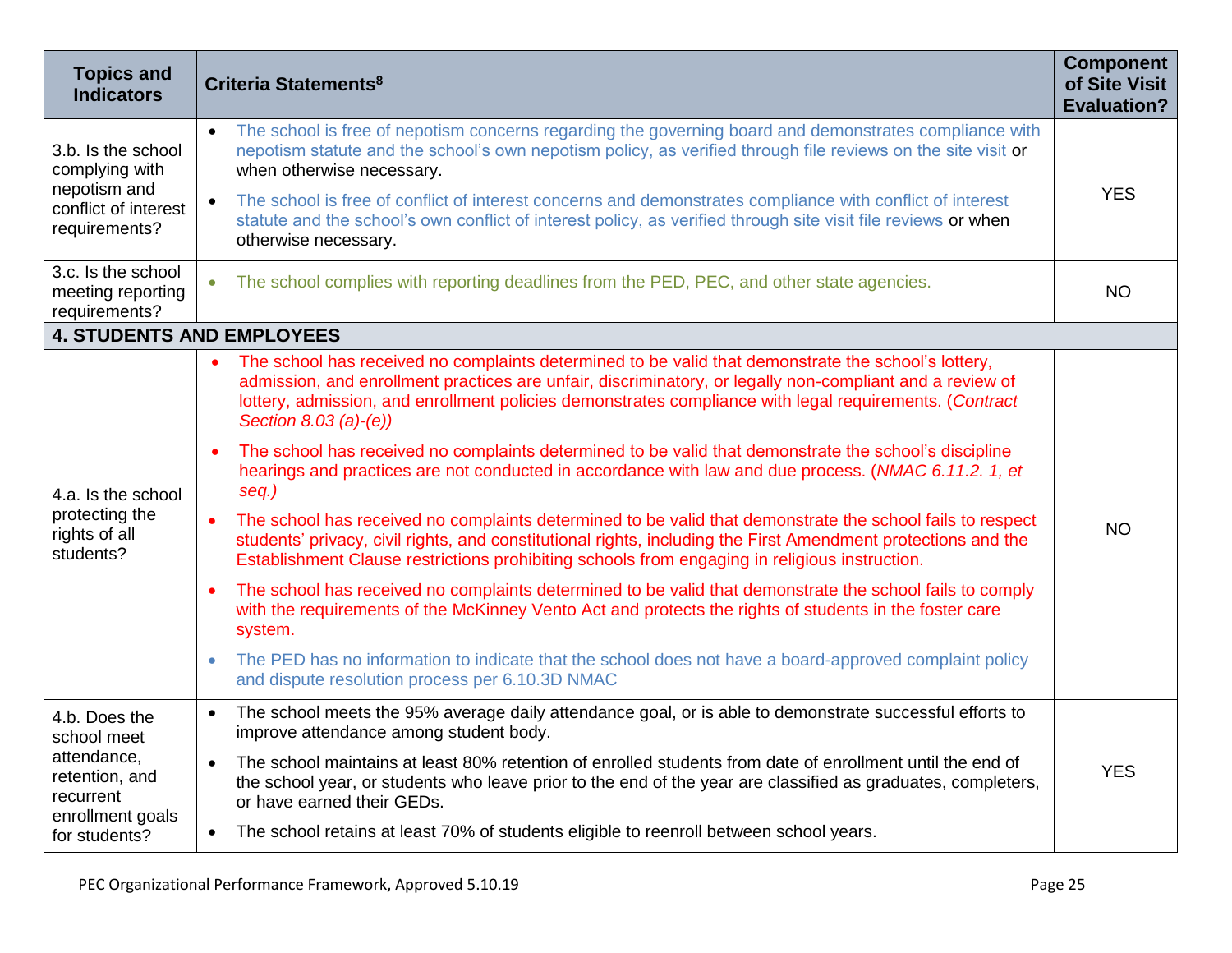| Topics and Indicators | Criteria Statements[8] | Component of Site Visit Evaluation? |
|---|---|---|
| 3.b. Is the school complying with nepotism and conflict of interest requirements? | • The school is free of nepotism concerns regarding the governing board and demonstrates compliance with nepotism statute and the school's own nepotism policy, as verified through file reviews on the site visit or when otherwise necessary.<br>• The school is free of conflict of interest concerns and demonstrates compliance with conflict of interest statute and the school's own conflict of interest policy, as verified through site visit file reviews or when otherwise necessary. | YES |
| 3.c. Is the school meeting reporting requirements? | • The school complies with reporting deadlines from the PED, PEC, and other state agencies. | NO |
| **4. STUDENTS AND EMPLOYEES** | | |
| 4.a. Is the school protecting the rights of all students? | • The school has received no complaints determined to be valid that demonstrate the school's lottery, admission, and enrollment practices are unfair, discriminatory, or legally non-compliant and a review of lottery, admission, and enrollment policies demonstrates compliance with legal requirements. (*Contract Section 8.03 (a)-(e))*<br>• The school has received no complaints determined to be valid that demonstrate the school's discipline hearings and practices are not conducted in accordance with law and due process. (*NMAC 6.11.2. 1, et seq.)*<br>• The school has received no complaints determined to be valid that demonstrate the school fails to respect students' privacy, civil rights, and constitutional rights, including the First Amendment protections and the Establishment Clause restrictions prohibiting schools from engaging in religious instruction.<br>• The school has received no complaints determined to be valid that demonstrate the school fails to comply with the requirements of the McKinney Vento Act and protects the rights of students in the foster care system.<br>• The PED has no information to indicate that the school does not have a board-approved complaint policy and dispute resolution process per 6.10.3D NMAC | NO |
| 4.b. Does the school meet attendance, retention, and recurrent enrollment goals for students? | • The school meets the 95% average daily attendance goal, or is able to demonstrate successful efforts to improve attendance among student body.<br>• The school maintains at least 80% retention of enrolled students from date of enrollment until the end of the school year, or students who leave prior to the end of the year are classified as graduates, completers, or have earned their GEDs.<br>• The school retains at least 70% of students eligible to reenroll between school years. | YES |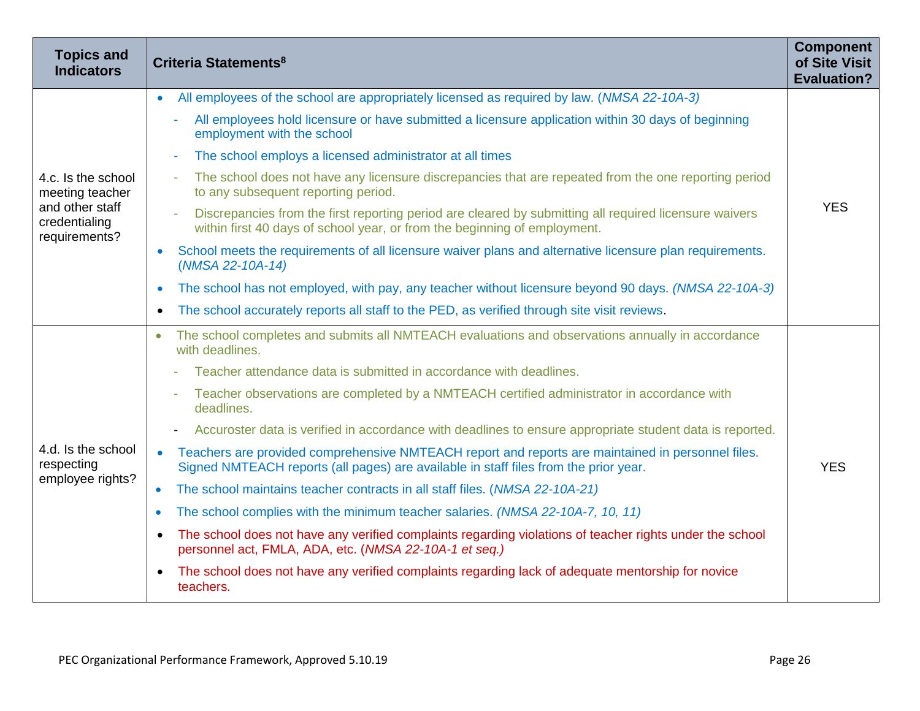| Topics and Indicators | Criteria Statements[8] | Component of Site Visit Evaluation? |
|---|---|---|
| 4.c. Is the school meeting teacher and other staff credentialing requirements? | • All employees of the school are appropriately licensed as required by law. (*NMSA 22-10A-3)*<br>- All employees hold licensure or have submitted a licensure application within 30 days of beginning employment with the school<br>- The school employs a licensed administrator at all times<br>- The school does not have any licensure discrepancies that are repeated from the one reporting period to any subsequent reporting period.<br>- Discrepancies from the first reporting period are cleared by submitting all required licensure waivers within first 40 days of school year, or from the beginning of employment.<br>• School meets the requirements of all licensure waiver plans and alternative licensure plan requirements. (*NMSA 22-10A-14)*<br>• The school has not employed, with pay, any teacher without licensure beyond 90 days. *(NMSA 22-10A-3)*<br>• The school accurately reports all staff to the PED, as verified through site visit reviews. | YES |
| 4.d. Is the school respecting employee rights? | • The school completes and submits all NMTEACH evaluations and observations annually in accordance with deadlines.<br>- Teacher attendance data is submitted in accordance with deadlines.<br>- Teacher observations are completed by a NMTEACH certified administrator in accordance with deadlines.<br>- Accuroster data is verified in accordance with deadlines to ensure appropriate student data is reported.<br>• Teachers are provided comprehensive NMTEACH report and reports are maintained in personnel files. Signed NMTEACH reports (all pages) are available in staff files from the prior year.<br>• The school maintains teacher contracts in all staff files. (*NMSA 22-10A-21)*<br>• The school complies with the minimum teacher salaries. *(NMSA 22-10A-7, 10, 11)*<br>• The school does not have any verified complaints regarding violations of teacher rights under the school personnel act, FMLA, ADA, etc. (*NMSA 22-10A-1 et seq.)*<br>• The school does not have any verified complaints regarding lack of adequate mentorship for novice teachers. | YES |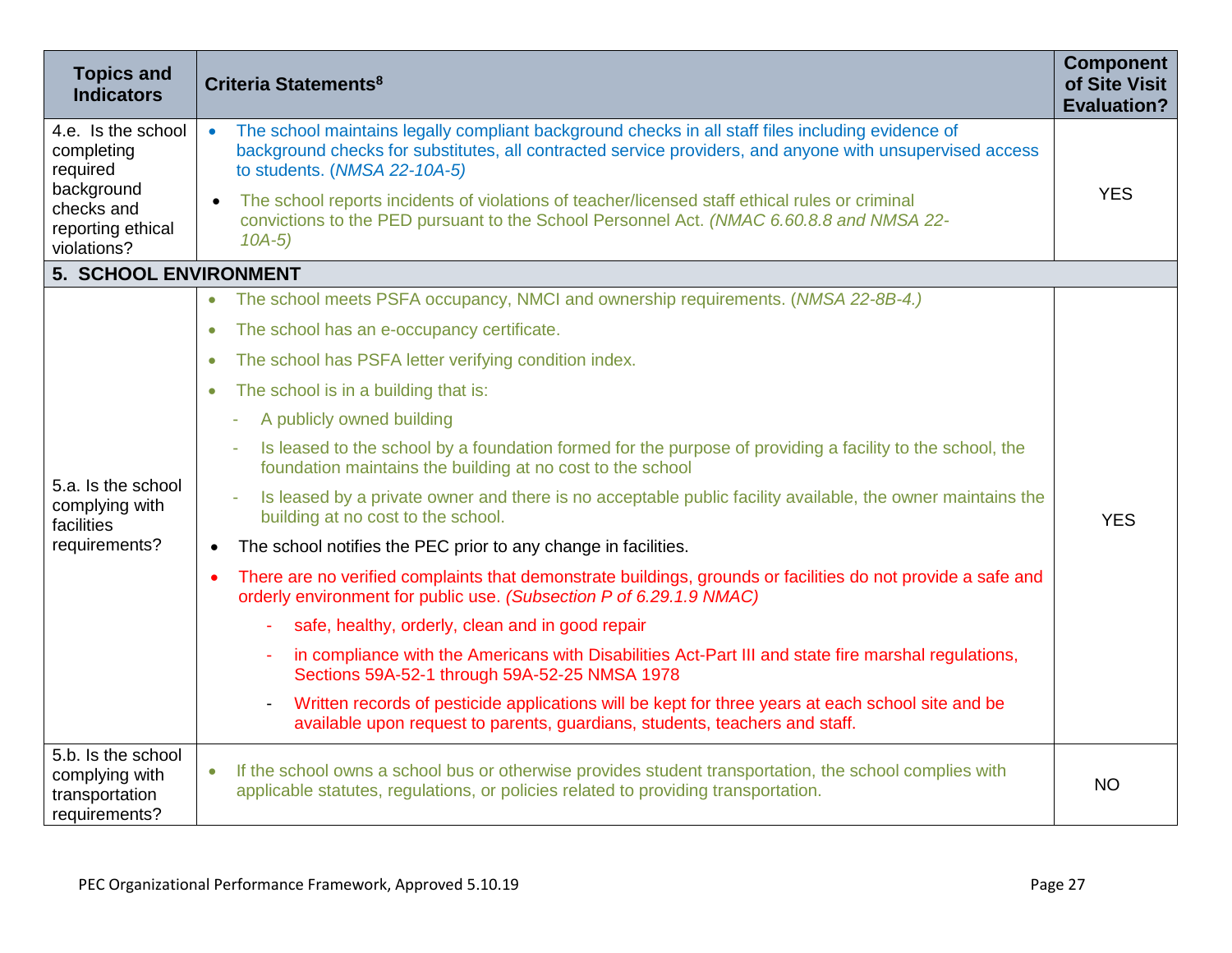| Topics and Indicators | Criteria Statements[8] | Component of Site Visit Evaluation? |
|---|---|---|
| 4.e. Is the school completing required background checks and reporting ethical violations? | • The school maintains legally compliant background checks in all staff files including evidence of background checks for substitutes, all contracted service providers, and anyone with unsupervised access to students. (*NMSA 22-10A-5)*<br>• The school reports incidents of violations of teacher/licensed staff ethical rules or criminal convictions to the PED pursuant to the School Personnel Act. *(NMAC 6.60.8.8 and NMSA 22-10A-5)* | YES |
| **5. SCHOOL ENVIRONMENT** | | |
| 5.a. Is the school complying with facilities requirements? | • The school meets PSFA occupancy, NMCI and ownership requirements. (*NMSA 22-8B-4.)*<br>• The school has an e-occupancy certificate.<br>• The school has PSFA letter verifying condition index.<br>• The school is in a building that is:<br>- A publicly owned building<br>- Is leased to the school by a foundation formed for the purpose of providing a facility to the school, the foundation maintains the building at no cost to the school<br>- Is leased by a private owner and there is no acceptable public facility available, the owner maintains the building at no cost to the school.<br>• The school notifies the PEC prior to any change in facilities.<br>• There are no verified complaints that demonstrate buildings, grounds or facilities do not provide a safe and orderly environment for public use. *(Subsection P of 6.29.1.9 NMAC)*<br>- safe, healthy, orderly, clean and in good repair<br>- in compliance with the Americans with Disabilities Act-Part III and state fire marshal regulations, Sections 59A-52-1 through 59A-52-25 NMSA 1978<br>- Written records of pesticide applications will be kept for three years at each school site and be available upon request to parents, guardians, students, teachers and staff. | YES |
| 5.b. Is the school complying with transportation requirements? | • If the school owns a school bus or otherwise provides student transportation, the school complies with applicable statutes, regulations, or policies related to providing transportation. | NO |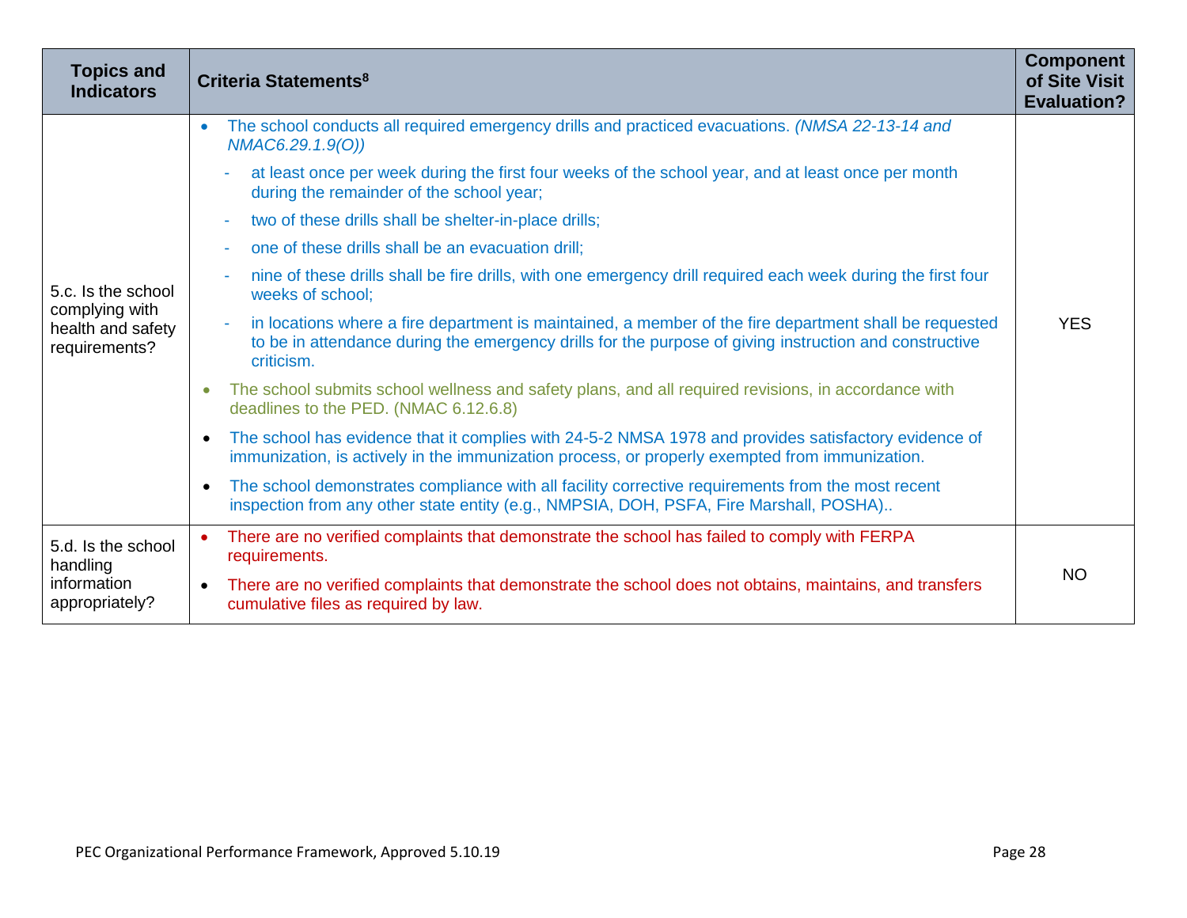| Topics and Indicators | Criteria Statements[8] | Component of Site Visit Evaluation? |
|---|---|---|
| 5.c. Is the school complying with health and safety requirements? | • The school conducts all required emergency drills and practiced evacuations. *(NMSA 22-13-14 and NMAC6.29.1.9(O))*<br>- at least once per week during the first four weeks of the school year, and at least once per month during the remainder of the school year;<br>- two of these drills shall be shelter-in-place drills;<br>- one of these drills shall be an evacuation drill;<br>- nine of these drills shall be fire drills, with one emergency drill required each week during the first four weeks of school;<br>- in locations where a fire department is maintained, a member of the fire department shall be requested to be in attendance during the emergency drills for the purpose of giving instruction and constructive criticism.<br>• The school submits school wellness and safety plans, and all required revisions, in accordance with deadlines to the PED. (NMAC 6.12.6.8)<br>• The school has evidence that it complies with 24-5-2 NMSA 1978 and provides satisfactory evidence of immunization, is actively in the immunization process, or properly exempted from immunization.<br>• The school demonstrates compliance with all facility corrective requirements from the most recent inspection from any other state entity (e.g., NMPSIA, DOH, PSFA, Fire Marshall, POSHA).. | YES |
| 5.d. Is the school handling information appropriately? | • There are no verified complaints that demonstrate the school has failed to comply with FERPA requirements.<br>• There are no verified complaints that demonstrate the school does not obtains, maintains, and transfers cumulative files as required by law. | NO |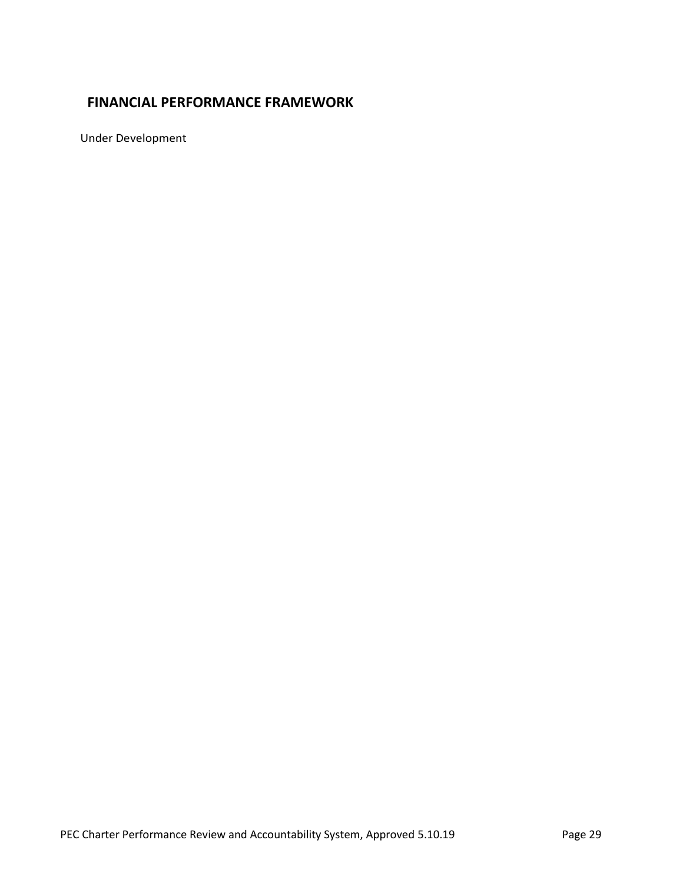## FINANCIAL PERFORMANCE FRAMEWORK

Under Development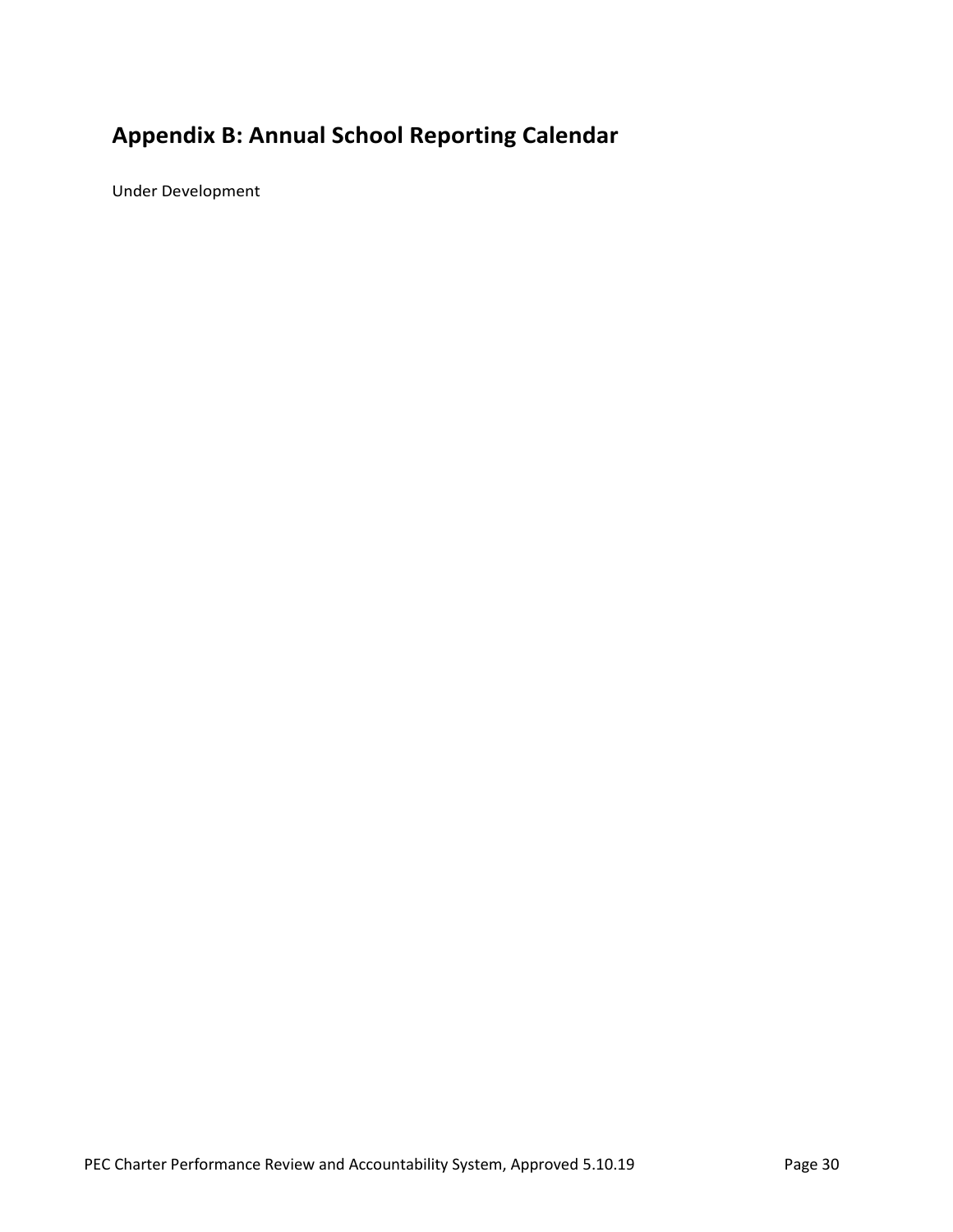## Appendix B: Annual School Reporting Calendar

Under Development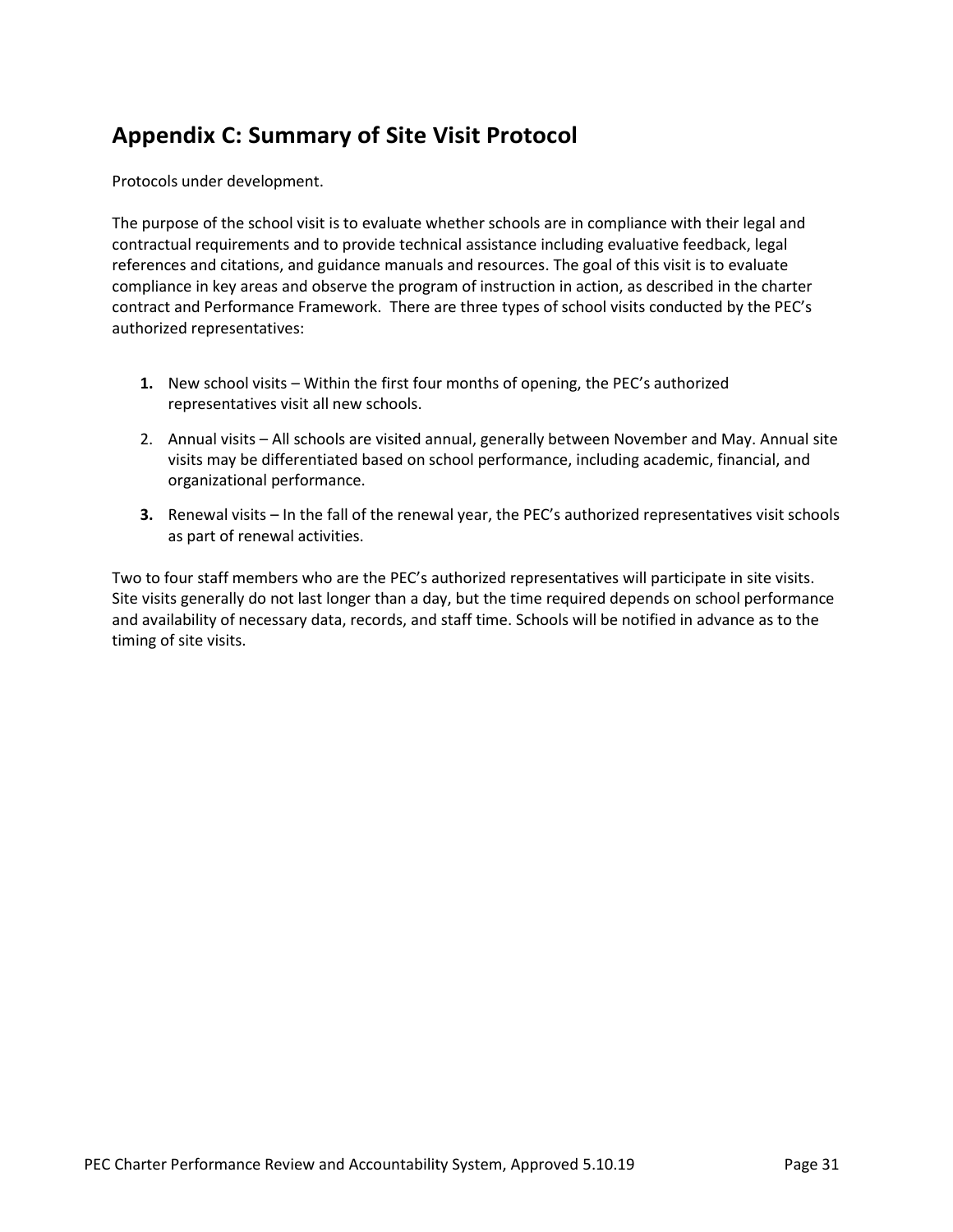## Appendix C: Summary of Site Visit Protocol

Protocols under development.

The purpose of the school visit is to evaluate whether schools are in compliance with their legal and contractual requirements and to provide technical assistance including evaluative feedback, legal references and citations, and guidance manuals and resources. The goal of this visit is to evaluate compliance in key areas and observe the program of instruction in action, as described in the charter contract and Performance Framework. There are three types of school visits conducted by the PEC's authorized representatives:

1. New school visits – Within the first four months of opening, the PEC's authorized representatives visit all new schools.
2. Annual visits – All schools are visited annual, generally between November and May. Annual site visits may be differentiated based on school performance, including academic, financial, and organizational performance.
3. Renewal visits – In the fall of the renewal year, the PEC's authorized representatives visit schools as part of renewal activities.

Two to four staff members who are the PEC's authorized representatives will participate in site visits. Site visits generally do not last longer than a day, but the time required depends on school performance and availability of necessary data, records, and staff time. Schools will be notified in advance as to the timing of site visits.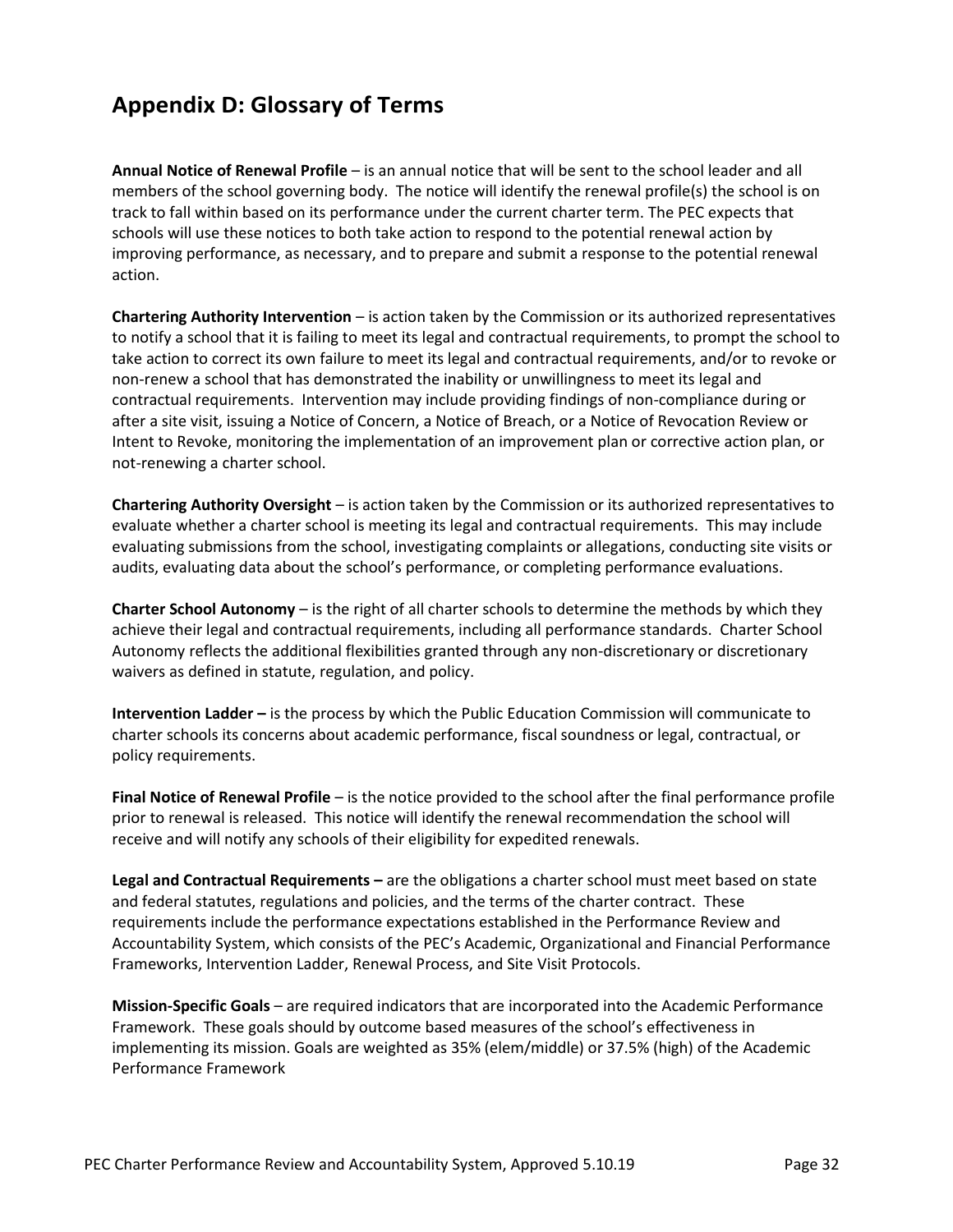## Appendix D: Glossary of Terms

**Annual Notice of Renewal Profile** – is an annual notice that will be sent to the school leader and all members of the school governing body. The notice will identify the renewal profile(s) the school is on track to fall within based on its performance under the current charter term. The PEC expects that schools will use these notices to both take action to respond to the potential renewal action by improving performance, as necessary, and to prepare and submit a response to the potential renewal action.

**Chartering Authority Intervention** – is action taken by the Commission or its authorized representatives to notify a school that it is failing to meet its legal and contractual requirements, to prompt the school to take action to correct its own failure to meet its legal and contractual requirements, and/or to revoke or non-renew a school that has demonstrated the inability or unwillingness to meet its legal and contractual requirements. Intervention may include providing findings of non-compliance during or after a site visit, issuing a Notice of Concern, a Notice of Breach, or a Notice of Revocation Review or Intent to Revoke, monitoring the implementation of an improvement plan or corrective action plan, or not-renewing a charter school.

**Chartering Authority Oversight** – is action taken by the Commission or its authorized representatives to evaluate whether a charter school is meeting its legal and contractual requirements. This may include evaluating submissions from the school, investigating complaints or allegations, conducting site visits or audits, evaluating data about the school's performance, or completing performance evaluations.

**Charter School Autonomy** – is the right of all charter schools to determine the methods by which they achieve their legal and contractual requirements, including all performance standards. Charter School Autonomy reflects the additional flexibilities granted through any non-discretionary or discretionary waivers as defined in statute, regulation, and policy.

**Intervention Ladder –** is the process by which the Public Education Commission will communicate to charter schools its concerns about academic performance, fiscal soundness or legal, contractual, or policy requirements.

**Final Notice of Renewal Profile** – is the notice provided to the school after the final performance profile prior to renewal is released. This notice will identify the renewal recommendation the school will receive and will notify any schools of their eligibility for expedited renewals.

**Legal and Contractual Requirements –** are the obligations a charter school must meet based on state and federal statutes, regulations and policies, and the terms of the charter contract. These requirements include the performance expectations established in the Performance Review and Accountability System, which consists of the PEC's Academic, Organizational and Financial Performance Frameworks, Intervention Ladder, Renewal Process, and Site Visit Protocols.

**Mission-Specific Goals** – are required indicators that are incorporated into the Academic Performance Framework. These goals should by outcome based measures of the school's effectiveness in implementing its mission. Goals are weighted as 35% (elem/middle) or 37.5% (high) of the Academic Performance Framework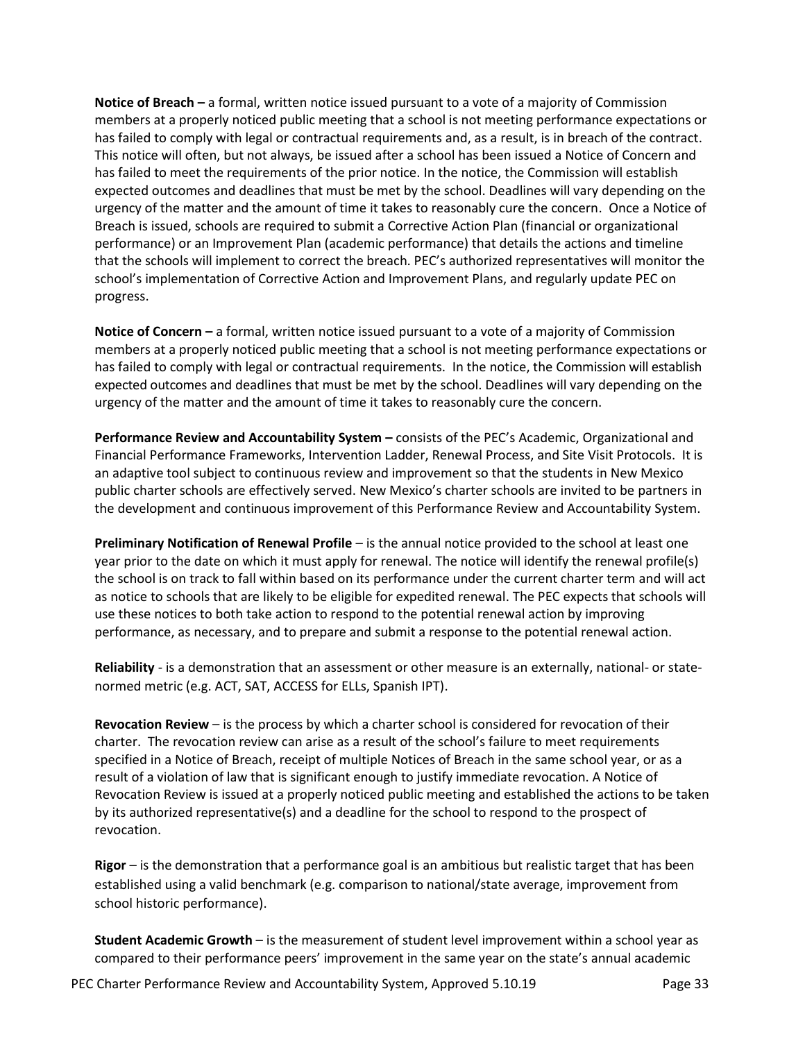**Notice of Breach –** a formal, written notice issued pursuant to a vote of a majority of Commission members at a properly noticed public meeting that a school is not meeting performance expectations or has failed to comply with legal or contractual requirements and, as a result, is in breach of the contract. This notice will often, but not always, be issued after a school has been issued a Notice of Concern and has failed to meet the requirements of the prior notice. In the notice, the Commission will establish expected outcomes and deadlines that must be met by the school. Deadlines will vary depending on the urgency of the matter and the amount of time it takes to reasonably cure the concern. Once a Notice of Breach is issued, schools are required to submit a Corrective Action Plan (financial or organizational performance) or an Improvement Plan (academic performance) that details the actions and timeline that the schools will implement to correct the breach. PEC's authorized representatives will monitor the school's implementation of Corrective Action and Improvement Plans, and regularly update PEC on progress.

**Notice of Concern –** a formal, written notice issued pursuant to a vote of a majority of Commission members at a properly noticed public meeting that a school is not meeting performance expectations or has failed to comply with legal or contractual requirements. In the notice, the Commission will establish expected outcomes and deadlines that must be met by the school. Deadlines will vary depending on the urgency of the matter and the amount of time it takes to reasonably cure the concern.

**Performance Review and Accountability System –** consists of the PEC's Academic, Organizational and Financial Performance Frameworks, Intervention Ladder, Renewal Process, and Site Visit Protocols. It is an adaptive tool subject to continuous review and improvement so that the students in New Mexico public charter schools are effectively served. New Mexico's charter schools are invited to be partners in the development and continuous improvement of this Performance Review and Accountability System.

**Preliminary Notification of Renewal Profile** – is the annual notice provided to the school at least one year prior to the date on which it must apply for renewal. The notice will identify the renewal profile(s) the school is on track to fall within based on its performance under the current charter term and will act as notice to schools that are likely to be eligible for expedited renewal. The PEC expects that schools will use these notices to both take action to respond to the potential renewal action by improving performance, as necessary, and to prepare and submit a response to the potential renewal action.

**Reliability** - is a demonstration that an assessment or other measure is an externally, national- or state-normed metric (e.g. ACT, SAT, ACCESS for ELLs, Spanish IPT).

**Revocation Review** – is the process by which a charter school is considered for revocation of their charter. The revocation review can arise as a result of the school's failure to meet requirements specified in a Notice of Breach, receipt of multiple Notices of Breach in the same school year, or as a result of a violation of law that is significant enough to justify immediate revocation. A Notice of Revocation Review is issued at a properly noticed public meeting and established the actions to be taken by its authorized representative(s) and a deadline for the school to respond to the prospect of revocation.

**Rigor** – is the demonstration that a performance goal is an ambitious but realistic target that has been established using a valid benchmark (e.g. comparison to national/state average, improvement from school historic performance).

**Student Academic Growth** – is the measurement of student level improvement within a school year as compared to their performance peers' improvement in the same year on the state's annual academic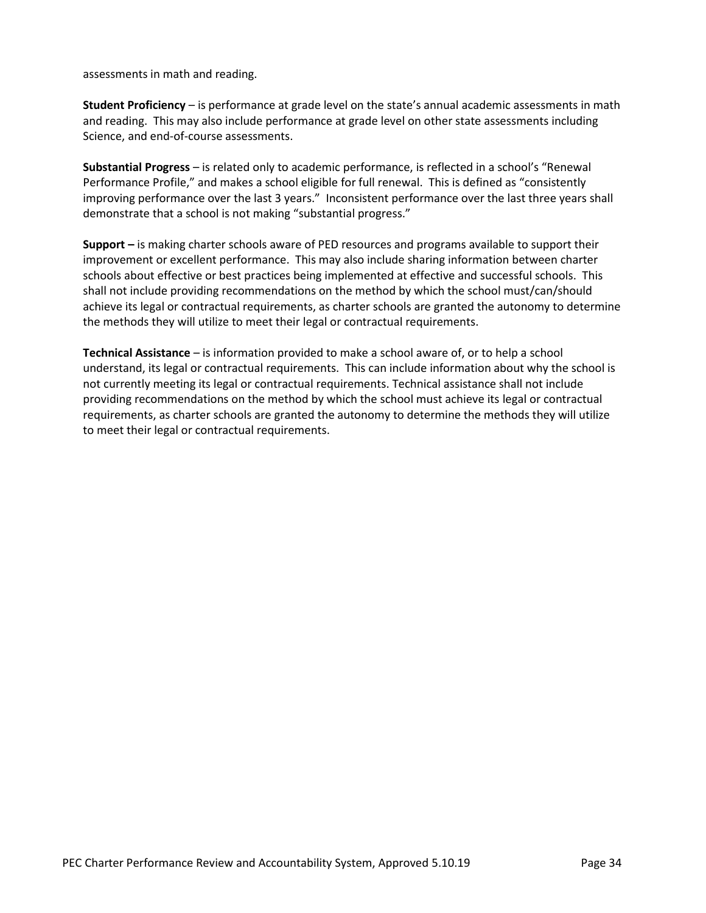assessments in math and reading.

**Student Proficiency** – is performance at grade level on the state's annual academic assessments in math and reading. This may also include performance at grade level on other state assessments including Science, and end-of-course assessments.

**Substantial Progress** – is related only to academic performance, is reflected in a school's "Renewal Performance Profile," and makes a school eligible for full renewal. This is defined as "consistently improving performance over the last 3 years." Inconsistent performance over the last three years shall demonstrate that a school is not making "substantial progress."

**Support –** is making charter schools aware of PED resources and programs available to support their improvement or excellent performance. This may also include sharing information between charter schools about effective or best practices being implemented at effective and successful schools. This shall not include providing recommendations on the method by which the school must/can/should achieve its legal or contractual requirements, as charter schools are granted the autonomy to determine the methods they will utilize to meet their legal or contractual requirements.

**Technical Assistance** – is information provided to make a school aware of, or to help a school understand, its legal or contractual requirements. This can include information about why the school is not currently meeting its legal or contractual requirements. Technical assistance shall not include providing recommendations on the method by which the school must achieve its legal or contractual requirements, as charter schools are granted the autonomy to determine the methods they will utilize to meet their legal or contractual requirements.